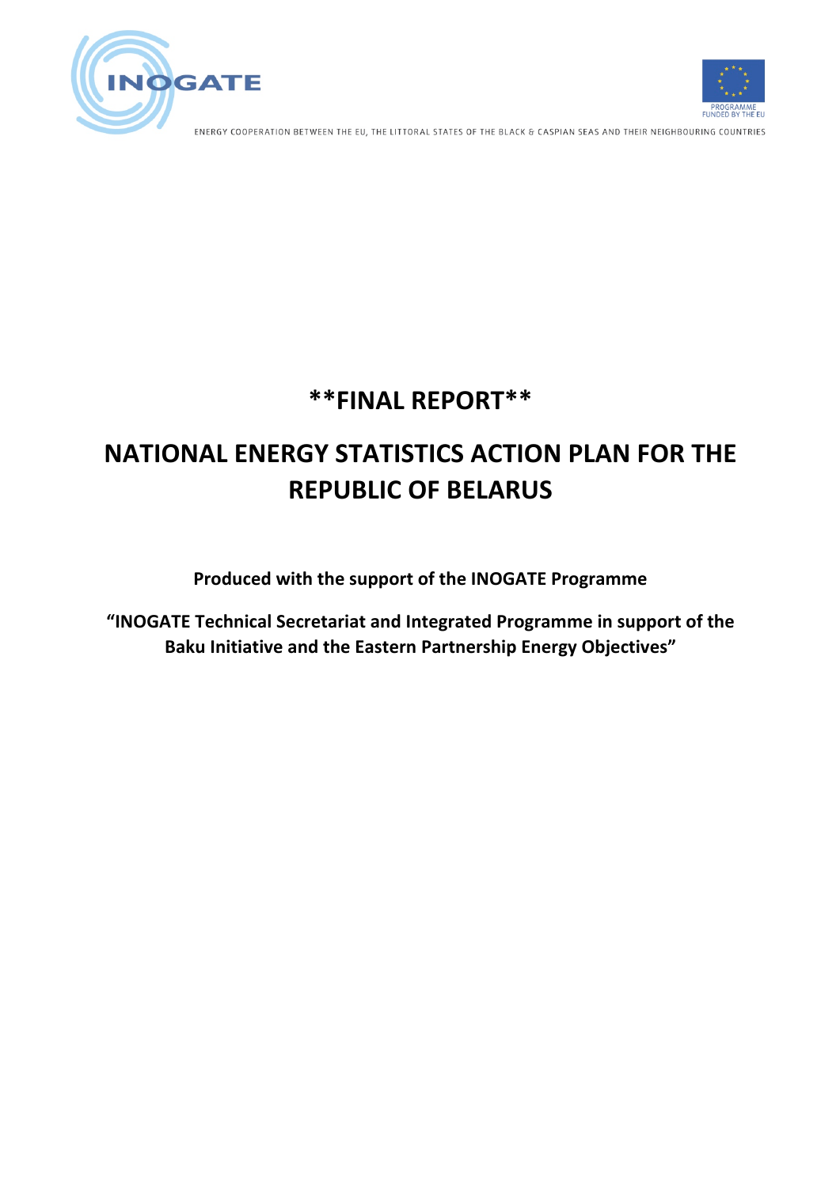ENERGY COOPERATION BETWEEN THE EU, THE LITTORAL STATES OF THE BLACK & CASPIAN SEAS AND THEIR NEIGHBOURING COUNTRIES

# **FINAL REPORT**

# NATIONAL ENERGY STATISTICS ACTION PLAN FOR THE REPUBLIC OF BELARUS

**Produced with the support of the INOGATE Programme**

**"INOGATE Technical Secretariat and Integrated Programme in support of the Baku Initiative and the Eastern Partnership Energy Objectives"**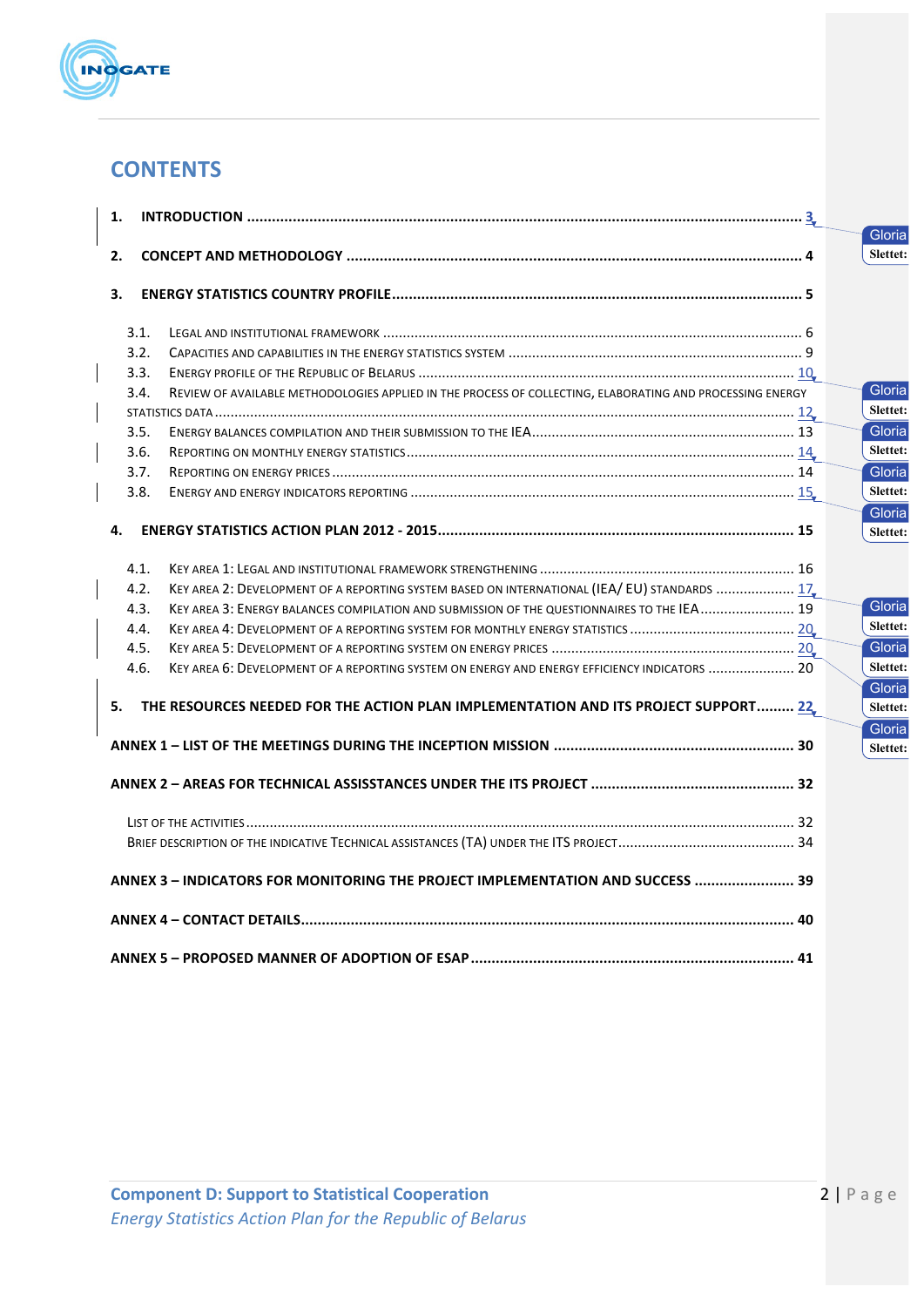# CONTENTS

1. **INTRODUCTION** ..... 3
2. **CONCEPT AND METHODOLOGY** ..... 4
3. **ENERGY STATISTICS COUNTRY PROFILE** ..... 5
   - 3.1. Legal and institutional framework ..... 6
   - 3.2. Capacities and capabilities in the energy statistics system ..... 9
   - 3.3. Energy profile of the Republic of Belarus ..... 10
   - 3.4. Review of available methodologies applied in the process of collecting, elaborating and processing energy statistics data ..... 12
   - 3.5. Energy balances compilation and their submission to the IEA ..... 13
   - 3.6. Reporting on monthly energy statistics ..... 14
   - 3.7. Reporting on energy prices ..... 14
   - 3.8. Energy and energy indicators reporting ..... 15
4. **ENERGY STATISTICS ACTION PLAN 2012 - 2015** ..... 15
   - 4.1. Key area 1: Legal and institutional framework strengthening ..... 16
   - 4.2. Key area 2: Development of a reporting system based on international (IEA/ EU) standards ..... 17
   - 4.3. Key area 3: Energy balances compilation and submission of the questionnaires to the IEA ..... 19
   - 4.4. Key area 4: Development of a reporting system for monthly energy statistics ..... 20
   - 4.5. Key area 5: Development of a reporting system on energy prices ..... 20
   - 4.6. Key area 6: Development of a reporting system on energy and energy efficiency indicators ..... 20
5. **THE RESOURCES NEEDED FOR THE ACTION PLAN IMPLEMENTATION AND ITS PROJECT SUPPORT** ..... 22

**ANNEX 1 – LIST OF THE MEETINGS DURING THE INCEPTION MISSION** ..... 30

**ANNEX 2 – AREAS FOR TECHNICAL ASSISSTANCES UNDER THE ITS PROJECT** ..... 32

- List of the activities ..... 32
- Brief description of the indicative Technical Assistances (TA) under the ITS project ..... 34

**ANNEX 3 – INDICATORS FOR MONITORING THE PROJECT IMPLEMENTATION AND SUCCESS** ..... 39

**ANNEX 4 – CONTACT DETAILS** ..... 40

**ANNEX 5 – PROPOSED MANNER OF ADOPTION OF ESAP** ..... 41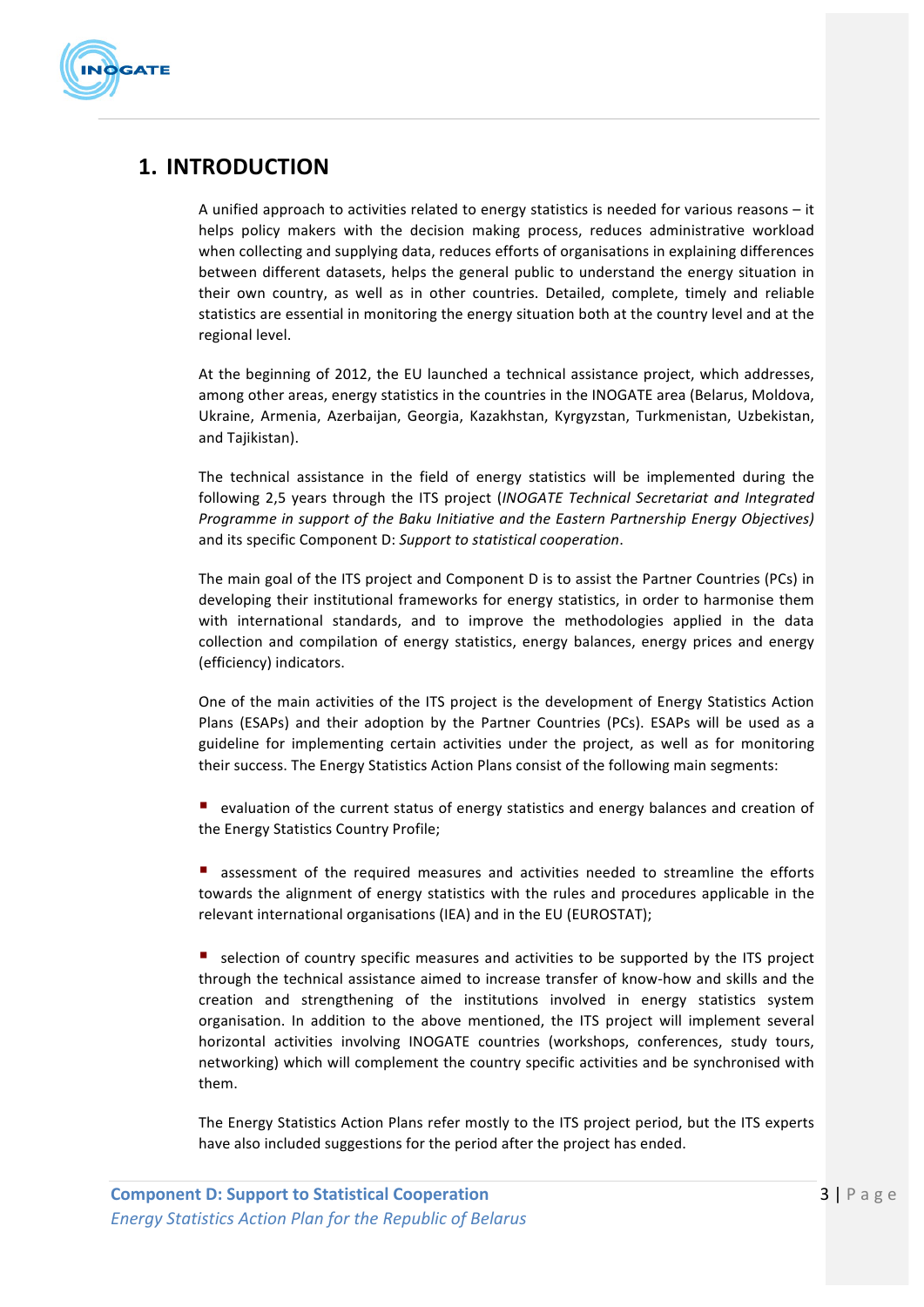# 1. INTRODUCTION

A unified approach to activities related to energy statistics is needed for various reasons – it helps policy makers with the decision making process, reduces administrative workload when collecting and supplying data, reduces efforts of organisations in explaining differences between different datasets, helps the general public to understand the energy situation in their own country, as well as in other countries. Detailed, complete, timely and reliable statistics are essential in monitoring the energy situation both at the country level and at the regional level.

At the beginning of 2012, the EU launched a technical assistance project, which addresses, among other areas, energy statistics in the countries in the INOGATE area (Belarus, Moldova, Ukraine, Armenia, Azerbaijan, Georgia, Kazakhstan, Kyrgyzstan, Turkmenistan, Uzbekistan, and Tajikistan).

The technical assistance in the field of energy statistics will be implemented during the following 2,5 years through the ITS project (*INOGATE Technical Secretariat and Integrated Programme in support of the Baku Initiative and the Eastern Partnership Energy Objectives)* and its specific Component D: *Support to statistical cooperation*.

The main goal of the ITS project and Component D is to assist the Partner Countries (PCs) in developing their institutional frameworks for energy statistics, in order to harmonise them with international standards, and to improve the methodologies applied in the data collection and compilation of energy statistics, energy balances, energy prices and energy (efficiency) indicators.

One of the main activities of the ITS project is the development of Energy Statistics Action Plans (ESAPs) and their adoption by the Partner Countries (PCs). ESAPs will be used as a guideline for implementing certain activities under the project, as well as for monitoring their success. The Energy Statistics Action Plans consist of the following main segments:

- evaluation of the current status of energy statistics and energy balances and creation of the Energy Statistics Country Profile;
- assessment of the required measures and activities needed to streamline the efforts towards the alignment of energy statistics with the rules and procedures applicable in the relevant international organisations (IEA) and in the EU (EUROSTAT);
- selection of country specific measures and activities to be supported by the ITS project through the technical assistance aimed to increase transfer of know-how and skills and the creation and strengthening of the institutions involved in energy statistics system organisation. In addition to the above mentioned, the ITS project will implement several horizontal activities involving INOGATE countries (workshops, conferences, study tours, networking) which will complement the country specific activities and be synchronised with them.

The Energy Statistics Action Plans refer mostly to the ITS project period, but the ITS experts have also included suggestions for the period after the project has ended.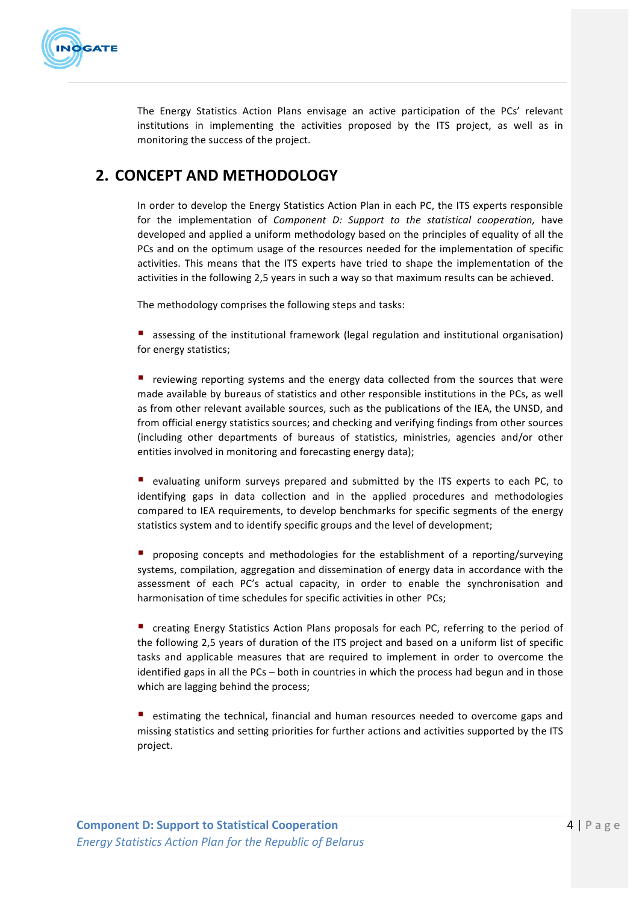The Energy Statistics Action Plans envisage an active participation of the PCs' relevant institutions in implementing the activities proposed by the ITS project, as well as in monitoring the success of the project.

## 2. CONCEPT AND METHODOLOGY

In order to develop the Energy Statistics Action Plan in each PC, the ITS experts responsible for the implementation of *Component D: Support to the statistical cooperation,* have developed and applied a uniform methodology based on the principles of equality of all the PCs and on the optimum usage of the resources needed for the implementation of specific activities. This means that the ITS experts have tried to shape the implementation of the activities in the following 2,5 years in such a way so that maximum results can be achieved.

The methodology comprises the following steps and tasks:

- assessing of the institutional framework (legal regulation and institutional organisation) for energy statistics;

- reviewing reporting systems and the energy data collected from the sources that were made available by bureaus of statistics and other responsible institutions in the PCs, as well as from other relevant available sources, such as the publications of the IEA, the UNSD, and from official energy statistics sources; and checking and verifying findings from other sources (including other departments of bureaus of statistics, ministries, agencies and/or other entities involved in monitoring and forecasting energy data);

- evaluating uniform surveys prepared and submitted by the ITS experts to each PC, to identifying gaps in data collection and in the applied procedures and methodologies compared to IEA requirements, to develop benchmarks for specific segments of the energy statistics system and to identify specific groups and the level of development;

- proposing concepts and methodologies for the establishment of a reporting/surveying systems, compilation, aggregation and dissemination of energy data in accordance with the assessment of each PC's actual capacity, in order to enable the synchronisation and harmonisation of time schedules for specific activities in other PCs;

- creating Energy Statistics Action Plans proposals for each PC, referring to the period of the following 2,5 years of duration of the ITS project and based on a uniform list of specific tasks and applicable measures that are required to implement in order to overcome the identified gaps in all the PCs – both in countries in which the process had begun and in those which are lagging behind the process;

- estimating the technical, financial and human resources needed to overcome gaps and missing statistics and setting priorities for further actions and activities supported by the ITS project.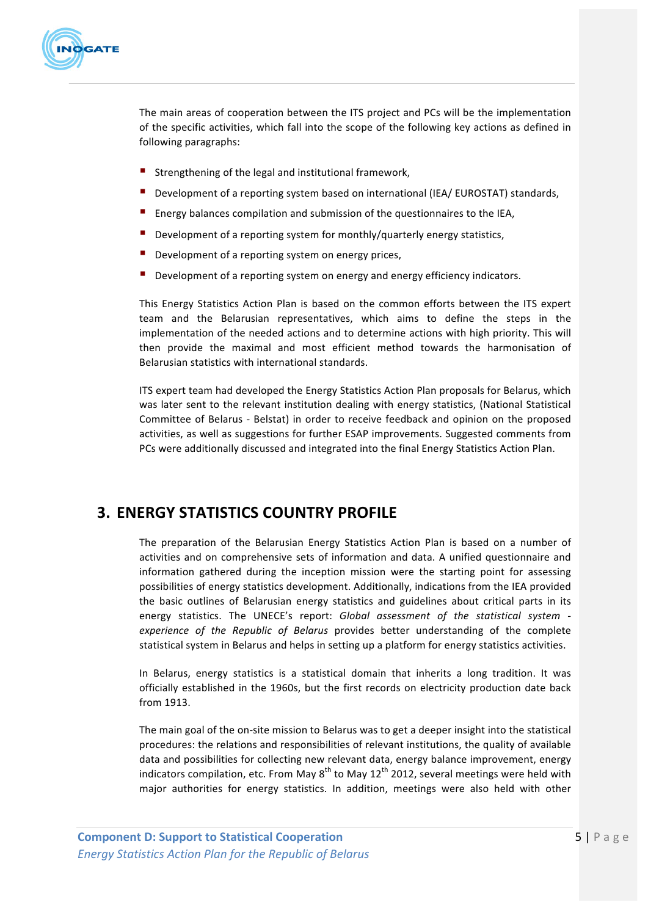The main areas of cooperation between the ITS project and PCs will be the implementation of the specific activities, which fall into the scope of the following key actions as defined in following paragraphs:

- Strengthening of the legal and institutional framework,
- Development of a reporting system based on international (IEA/ EUROSTAT) standards,
- Energy balances compilation and submission of the questionnaires to the IEA,
- Development of a reporting system for monthly/quarterly energy statistics,
- Development of a reporting system on energy prices,
- Development of a reporting system on energy and energy efficiency indicators.

This Energy Statistics Action Plan is based on the common efforts between the ITS expert team and the Belarusian representatives, which aims to define the steps in the implementation of the needed actions and to determine actions with high priority. This will then provide the maximal and most efficient method towards the harmonisation of Belarusian statistics with international standards.

ITS expert team had developed the Energy Statistics Action Plan proposals for Belarus, which was later sent to the relevant institution dealing with energy statistics, (National Statistical Committee of Belarus - Belstat) in order to receive feedback and opinion on the proposed activities, as well as suggestions for further ESAP improvements. Suggested comments from PCs were additionally discussed and integrated into the final Energy Statistics Action Plan.

# 3. ENERGY STATISTICS COUNTRY PROFILE

The preparation of the Belarusian Energy Statistics Action Plan is based on a number of activities and on comprehensive sets of information and data. A unified questionnaire and information gathered during the inception mission were the starting point for assessing possibilities of energy statistics development. Additionally, indications from the IEA provided the basic outlines of Belarusian energy statistics and guidelines about critical parts in its energy statistics. The UNECE's report: *Global assessment of the statistical system - experience of the Republic of Belarus* provides better understanding of the complete statistical system in Belarus and helps in setting up a platform for energy statistics activities.

In Belarus, energy statistics is a statistical domain that inherits a long tradition. It was officially established in the 1960s, but the first records on electricity production date back from 1913.

The main goal of the on-site mission to Belarus was to get a deeper insight into the statistical procedures: the relations and responsibilities of relevant institutions, the quality of available data and possibilities for collecting new relevant data, energy balance improvement, energy indicators compilation, etc. From May 8th to May 12th 2012, several meetings were held with major authorities for energy statistics. In addition, meetings were also held with other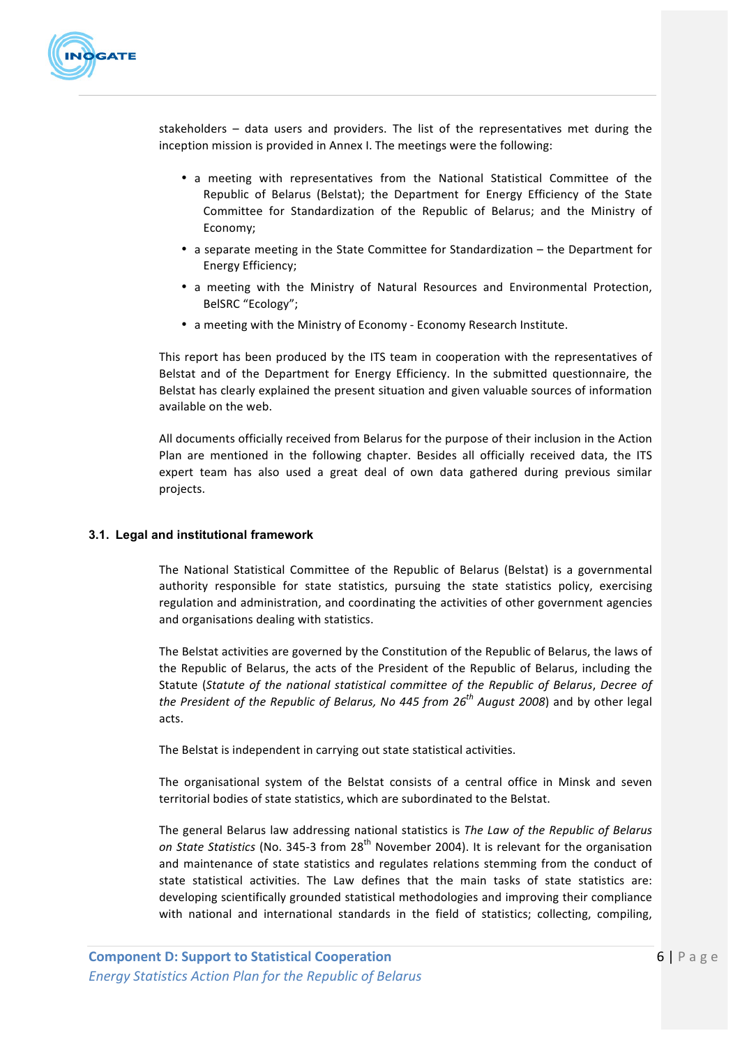stakeholders – data users and providers. The list of the representatives met during the inception mission is provided in Annex I. The meetings were the following:

- a meeting with representatives from the National Statistical Committee of the Republic of Belarus (Belstat); the Department for Energy Efficiency of the State Committee for Standardization of the Republic of Belarus; and the Ministry of Economy;
- a separate meeting in the State Committee for Standardization – the Department for Energy Efficiency;
- a meeting with the Ministry of Natural Resources and Environmental Protection, BelSRC "Ecology";
- a meeting with the Ministry of Economy - Economy Research Institute.

This report has been produced by the ITS team in cooperation with the representatives of Belstat and of the Department for Energy Efficiency. In the submitted questionnaire, the Belstat has clearly explained the present situation and given valuable sources of information available on the web.

All documents officially received from Belarus for the purpose of their inclusion in the Action Plan are mentioned in the following chapter. Besides all officially received data, the ITS expert team has also used a great deal of own data gathered during previous similar projects.

### 3.1. Legal and institutional framework

The National Statistical Committee of the Republic of Belarus (Belstat) is a governmental authority responsible for state statistics, pursuing the state statistics policy, exercising regulation and administration, and coordinating the activities of other government agencies and organisations dealing with statistics.

The Belstat activities are governed by the Constitution of the Republic of Belarus, the laws of the Republic of Belarus, the acts of the President of the Republic of Belarus, including the Statute (*Statute of the national statistical committee of the Republic of Belarus*, *Decree of the President of the Republic of Belarus, No 445 from 26th August 2008*) and by other legal acts.

The Belstat is independent in carrying out state statistical activities.

The organisational system of the Belstat consists of a central office in Minsk and seven territorial bodies of state statistics, which are subordinated to the Belstat.

The general Belarus law addressing national statistics is *The Law of the Republic of Belarus on State Statistics* (No. 345-3 from 28th November 2004). It is relevant for the organisation and maintenance of state statistics and regulates relations stemming from the conduct of state statistical activities. The Law defines that the main tasks of state statistics are: developing scientifically grounded statistical methodologies and improving their compliance with national and international standards in the field of statistics; collecting, compiling,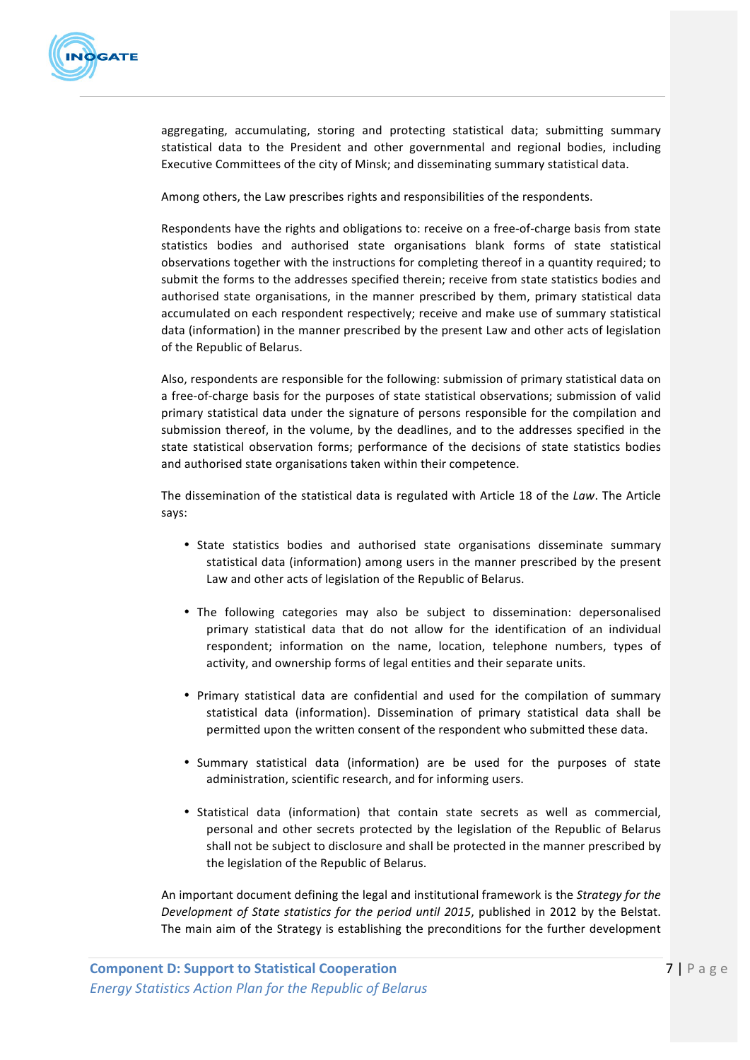aggregating, accumulating, storing and protecting statistical data; submitting summary statistical data to the President and other governmental and regional bodies, including Executive Committees of the city of Minsk; and disseminating summary statistical data.

Among others, the Law prescribes rights and responsibilities of the respondents.

Respondents have the rights and obligations to: receive on a free-of-charge basis from state statistics bodies and authorised state organisations blank forms of state statistical observations together with the instructions for completing thereof in a quantity required; to submit the forms to the addresses specified therein; receive from state statistics bodies and authorised state organisations, in the manner prescribed by them, primary statistical data accumulated on each respondent respectively; receive and make use of summary statistical data (information) in the manner prescribed by the present Law and other acts of legislation of the Republic of Belarus.

Also, respondents are responsible for the following: submission of primary statistical data on a free-of-charge basis for the purposes of state statistical observations; submission of valid primary statistical data under the signature of persons responsible for the compilation and submission thereof, in the volume, by the deadlines, and to the addresses specified in the state statistical observation forms; performance of the decisions of state statistics bodies and authorised state organisations taken within their competence.

The dissemination of the statistical data is regulated with Article 18 of the *Law*. The Article says:

- State statistics bodies and authorised state organisations disseminate summary statistical data (information) among users in the manner prescribed by the present Law and other acts of legislation of the Republic of Belarus.
- The following categories may also be subject to dissemination: depersonalised primary statistical data that do not allow for the identification of an individual respondent; information on the name, location, telephone numbers, types of activity, and ownership forms of legal entities and their separate units.
- Primary statistical data are confidential and used for the compilation of summary statistical data (information). Dissemination of primary statistical data shall be permitted upon the written consent of the respondent who submitted these data.
- Summary statistical data (information) are be used for the purposes of state administration, scientific research, and for informing users.
- Statistical data (information) that contain state secrets as well as commercial, personal and other secrets protected by the legislation of the Republic of Belarus shall not be subject to disclosure and shall be protected in the manner prescribed by the legislation of the Republic of Belarus.

An important document defining the legal and institutional framework is the *Strategy for the Development of State statistics for the period until 2015*, published in 2012 by the Belstat. The main aim of the Strategy is establishing the preconditions for the further development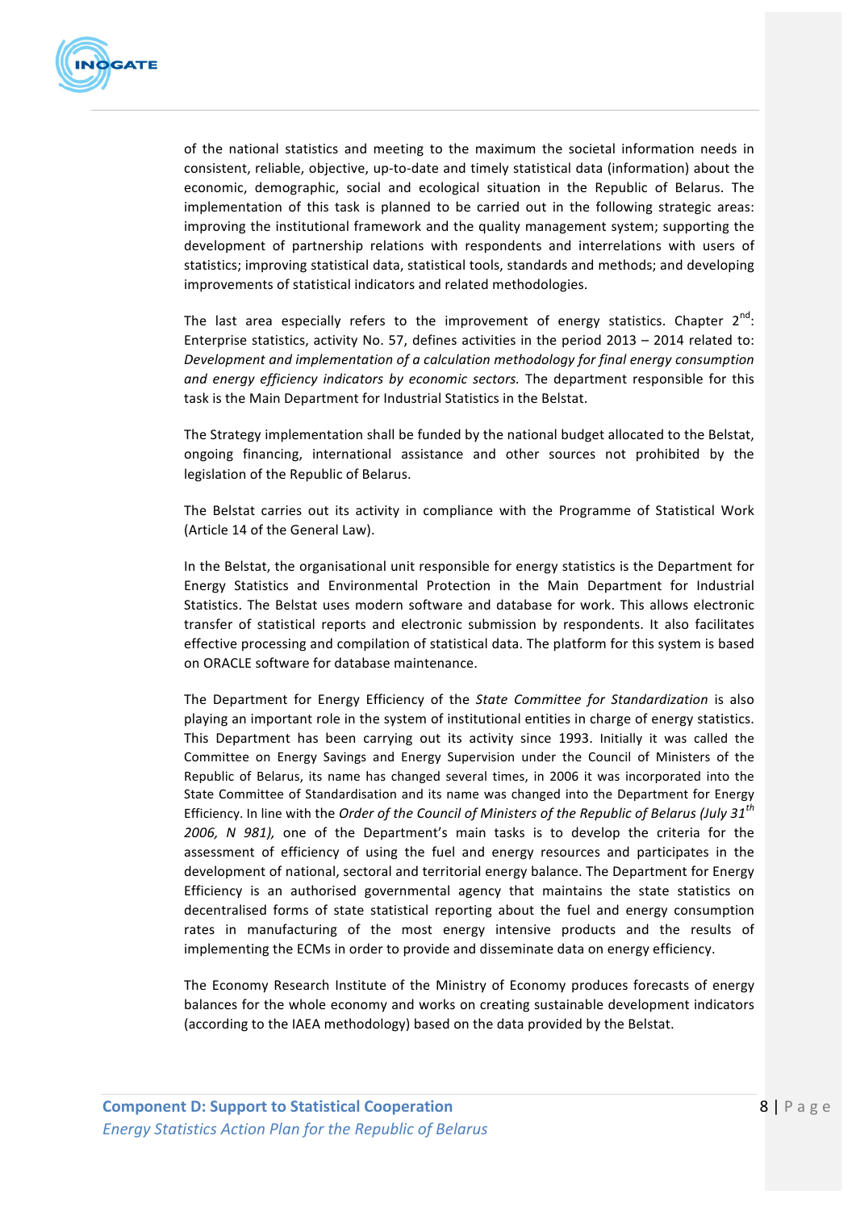of the national statistics and meeting to the maximum the societal information needs in consistent, reliable, objective, up-to-date and timely statistical data (information) about the economic, demographic, social and ecological situation in the Republic of Belarus. The implementation of this task is planned to be carried out in the following strategic areas: improving the institutional framework and the quality management system; supporting the development of partnership relations with respondents and interrelations with users of statistics; improving statistical data, statistical tools, standards and methods; and developing improvements of statistical indicators and related methodologies.

The last area especially refers to the improvement of energy statistics. Chapter 2nd: Enterprise statistics, activity No. 57, defines activities in the period 2013 – 2014 related to: *Development and implementation of a calculation methodology for final energy consumption and energy efficiency indicators by economic sectors.* The department responsible for this task is the Main Department for Industrial Statistics in the Belstat.

The Strategy implementation shall be funded by the national budget allocated to the Belstat, ongoing financing, international assistance and other sources not prohibited by the legislation of the Republic of Belarus.

The Belstat carries out its activity in compliance with the Programme of Statistical Work (Article 14 of the General Law).

In the Belstat, the organisational unit responsible for energy statistics is the Department for Energy Statistics and Environmental Protection in the Main Department for Industrial Statistics. The Belstat uses modern software and database for work. This allows electronic transfer of statistical reports and electronic submission by respondents. It also facilitates effective processing and compilation of statistical data. The platform for this system is based on ORACLE software for database maintenance.

The Department for Energy Efficiency of the *State Committee for Standardization* is also playing an important role in the system of institutional entities in charge of energy statistics. This Department has been carrying out its activity since 1993. Initially it was called the Committee on Energy Savings and Energy Supervision under the Council of Ministers of the Republic of Belarus, its name has changed several times, in 2006 it was incorporated into the State Committee of Standardisation and its name was changed into the Department for Energy Efficiency. In line with the *Order of the Council of Ministers of the Republic of Belarus (July 31th 2006, N 981),* one of the Department's main tasks is to develop the criteria for the assessment of efficiency of using the fuel and energy resources and participates in the development of national, sectoral and territorial energy balance. The Department for Energy Efficiency is an authorised governmental agency that maintains the state statistics on decentralised forms of state statistical reporting about the fuel and energy consumption rates in manufacturing of the most energy intensive products and the results of implementing the ECMs in order to provide and disseminate data on energy efficiency.

The Economy Research Institute of the Ministry of Economy produces forecasts of energy balances for the whole economy and works on creating sustainable development indicators (according to the IAEA methodology) based on the data provided by the Belstat.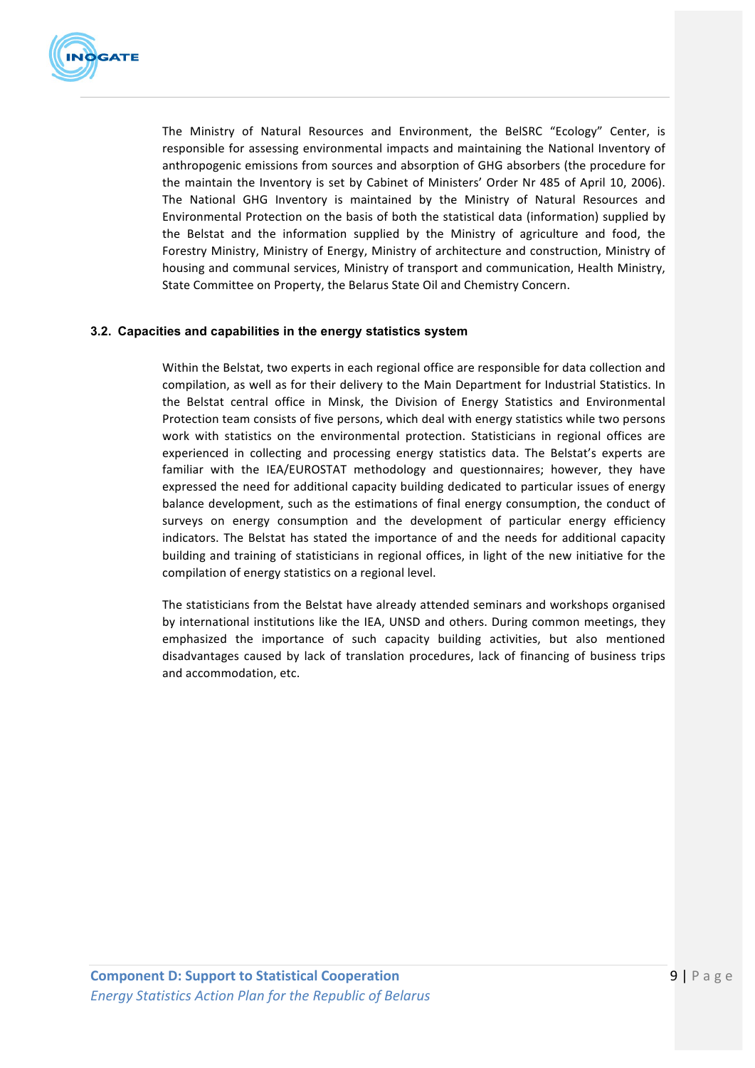The Ministry of Natural Resources and Environment, the BelSRC "Ecology" Center, is responsible for assessing environmental impacts and maintaining the National Inventory of anthropogenic emissions from sources and absorption of GHG absorbers (the procedure for the maintain the Inventory is set by Cabinet of Ministers' Order Nr 485 of April 10, 2006). The National GHG Inventory is maintained by the Ministry of Natural Resources and Environmental Protection on the basis of both the statistical data (information) supplied by the Belstat and the information supplied by the Ministry of agriculture and food, the Forestry Ministry, Ministry of Energy, Ministry of architecture and construction, Ministry of housing and communal services, Ministry of transport and communication, Health Ministry, State Committee on Property, the Belarus State Oil and Chemistry Concern.

### 3.2. Capacities and capabilities in the energy statistics system

Within the Belstat, two experts in each regional office are responsible for data collection and compilation, as well as for their delivery to the Main Department for Industrial Statistics. In the Belstat central office in Minsk, the Division of Energy Statistics and Environmental Protection team consists of five persons, which deal with energy statistics while two persons work with statistics on the environmental protection. Statisticians in regional offices are experienced in collecting and processing energy statistics data. The Belstat's experts are familiar with the IEA/EUROSTAT methodology and questionnaires; however, they have expressed the need for additional capacity building dedicated to particular issues of energy balance development, such as the estimations of final energy consumption, the conduct of surveys on energy consumption and the development of particular energy efficiency indicators. The Belstat has stated the importance of and the needs for additional capacity building and training of statisticians in regional offices, in light of the new initiative for the compilation of energy statistics on a regional level.

The statisticians from the Belstat have already attended seminars and workshops organised by international institutions like the IEA, UNSD and others. During common meetings, they emphasized the importance of such capacity building activities, but also mentioned disadvantages caused by lack of translation procedures, lack of financing of business trips and accommodation, etc.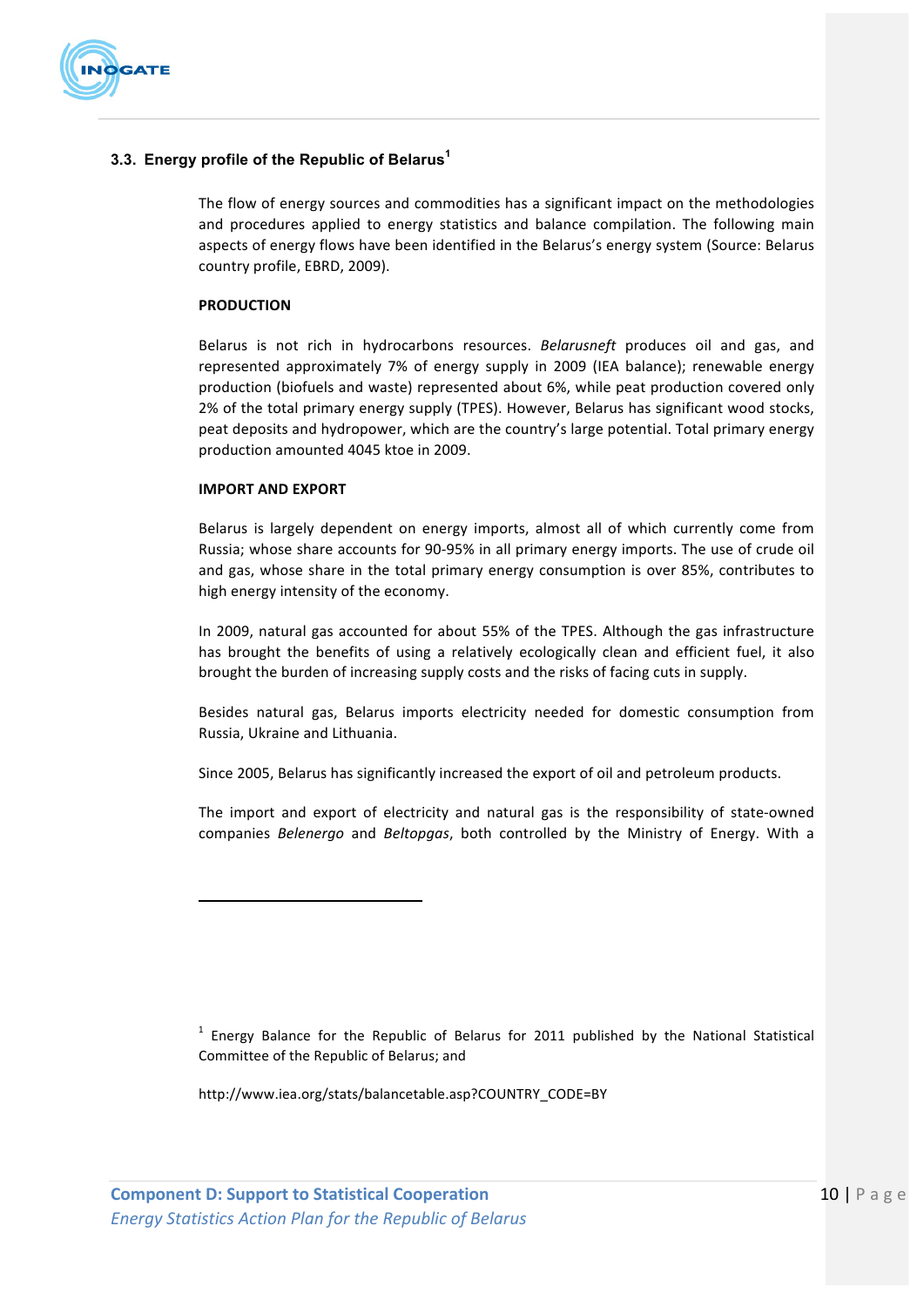### 3.3. Energy profile of the Republic of Belarus[1]

The flow of energy sources and commodities has a significant impact on the methodologies and procedures applied to energy statistics and balance compilation. The following main aspects of energy flows have been identified in the Belarus's energy system (Source: Belarus country profile, EBRD, 2009).

**PRODUCTION**

Belarus is not rich in hydrocarbons resources. *Belarusneft* produces oil and gas, and represented approximately 7% of energy supply in 2009 (IEA balance); renewable energy production (biofuels and waste) represented about 6%, while peat production covered only 2% of the total primary energy supply (TPES). However, Belarus has significant wood stocks, peat deposits and hydropower, which are the country's large potential. Total primary energy production amounted 4045 ktoe in 2009.

**IMPORT AND EXPORT**

Belarus is largely dependent on energy imports, almost all of which currently come from Russia; whose share accounts for 90-95% in all primary energy imports. The use of crude oil and gas, whose share in the total primary energy consumption is over 85%, contributes to high energy intensity of the economy.

In 2009, natural gas accounted for about 55% of the TPES. Although the gas infrastructure has brought the benefits of using a relatively ecologically clean and efficient fuel, it also brought the burden of increasing supply costs and the risks of facing cuts in supply.

Besides natural gas, Belarus imports electricity needed for domestic consumption from Russia, Ukraine and Lithuania.

Since 2005, Belarus has significantly increased the export of oil and petroleum products.

The import and export of electricity and natural gas is the responsibility of state-owned companies *Belenergo* and *Beltopgas*, both controlled by the Ministry of Energy. With a

---

[1] Energy Balance for the Republic of Belarus for 2011 published by the National Statistical Committee of the Republic of Belarus; and

http://www.iea.org/stats/balancetable.asp?COUNTRY_CODE=BY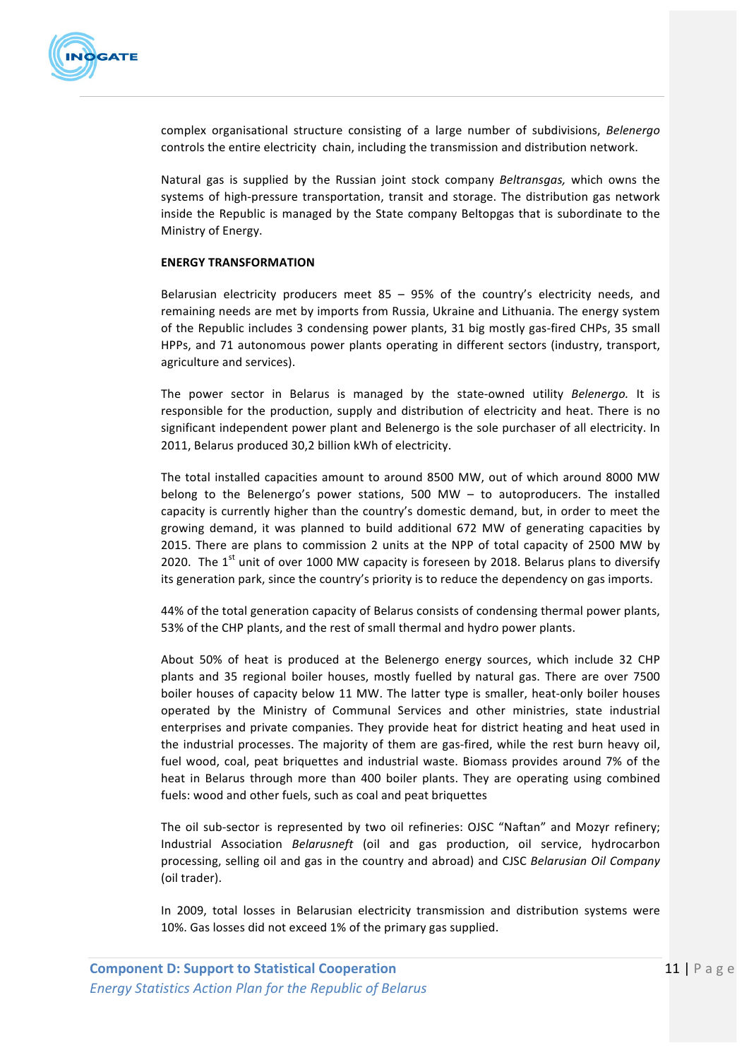complex organisational structure consisting of a large number of subdivisions, *Belenergo* controls the entire electricity chain, including the transmission and distribution network.

Natural gas is supplied by the Russian joint stock company *Beltransgas,* which owns the systems of high-pressure transportation, transit and storage. The distribution gas network inside the Republic is managed by the State company Beltopgas that is subordinate to the Ministry of Energy.

**ENERGY TRANSFORMATION**

Belarusian electricity producers meet 85 – 95% of the country's electricity needs, and remaining needs are met by imports from Russia, Ukraine and Lithuania. The energy system of the Republic includes 3 condensing power plants, 31 big mostly gas-fired CHPs, 35 small HPPs, and 71 autonomous power plants operating in different sectors (industry, transport, agriculture and services).

The power sector in Belarus is managed by the state-owned utility *Belenergo.* It is responsible for the production, supply and distribution of electricity and heat. There is no significant independent power plant and Belenergo is the sole purchaser of all electricity. In 2011, Belarus produced 30,2 billion kWh of electricity.

The total installed capacities amount to around 8500 MW, out of which around 8000 MW belong to the Belenergo's power stations, 500 MW – to autoproducers. The installed capacity is currently higher than the country's domestic demand, but, in order to meet the growing demand, it was planned to build additional 672 MW of generating capacities by 2015. There are plans to commission 2 units at the NPP of total capacity of 2500 MW by 2020. The 1st unit of over 1000 MW capacity is foreseen by 2018. Belarus plans to diversify its generation park, since the country's priority is to reduce the dependency on gas imports.

44% of the total generation capacity of Belarus consists of condensing thermal power plants, 53% of the CHP plants, and the rest of small thermal and hydro power plants.

About 50% of heat is produced at the Belenergo energy sources, which include 32 CHP plants and 35 regional boiler houses, mostly fuelled by natural gas. There are over 7500 boiler houses of capacity below 11 MW. The latter type is smaller, heat-only boiler houses operated by the Ministry of Communal Services and other ministries, state industrial enterprises and private companies. They provide heat for district heating and heat used in the industrial processes. The majority of them are gas-fired, while the rest burn heavy oil, fuel wood, coal, peat briquettes and industrial waste. Biomass provides around 7% of the heat in Belarus through more than 400 boiler plants. They are operating using combined fuels: wood and other fuels, such as coal and peat briquettes

The oil sub-sector is represented by two oil refineries: OJSC "Naftan" and Mozyr refinery; Industrial Association *Belarusneft* (oil and gas production, oil service, hydrocarbon processing, selling oil and gas in the country and abroad) and CJSC *Belarusian Oil Company* (oil trader).

In 2009, total losses in Belarusian electricity transmission and distribution systems were 10%. Gas losses did not exceed 1% of the primary gas supplied.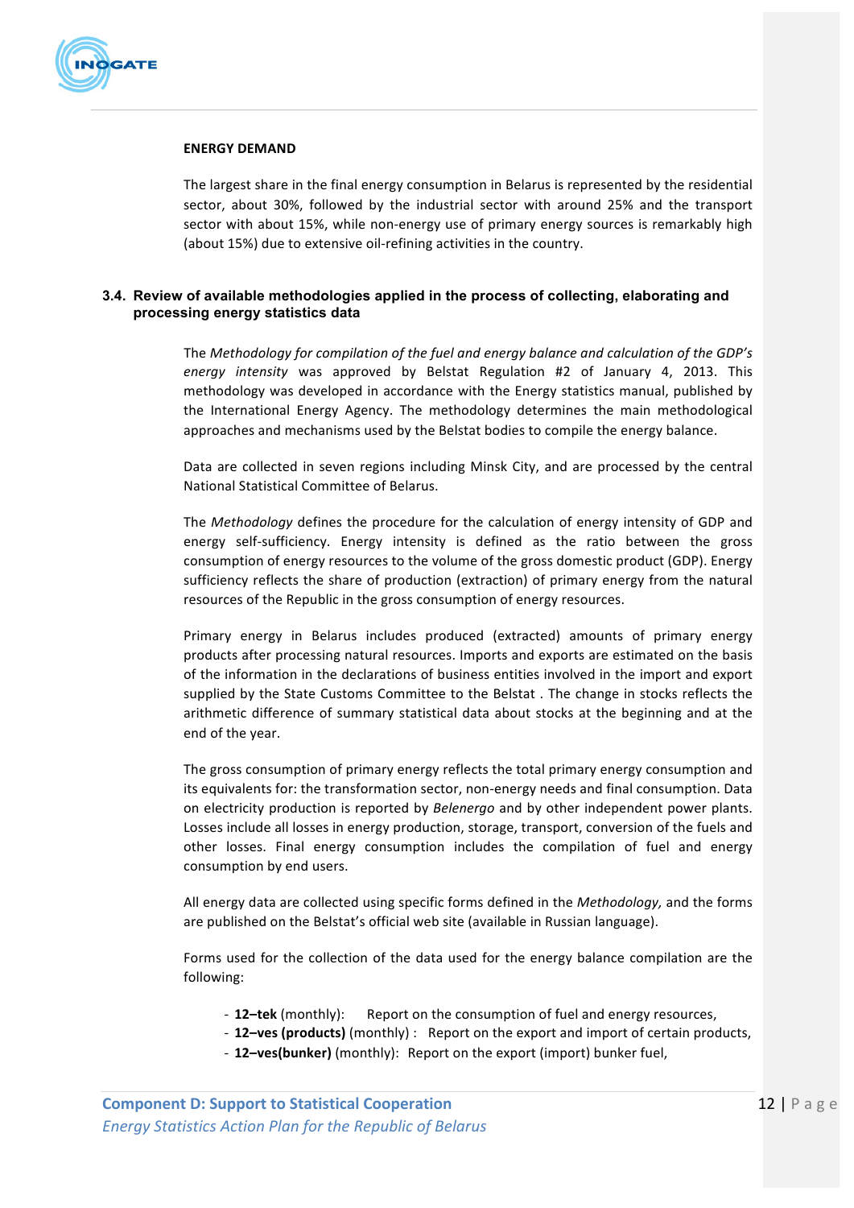**ENERGY DEMAND**

The largest share in the final energy consumption in Belarus is represented by the residential sector, about 30%, followed by the industrial sector with around 25% and the transport sector with about 15%, while non-energy use of primary energy sources is remarkably high (about 15%) due to extensive oil-refining activities in the country.

### 3.4. Review of available methodologies applied in the process of collecting, elaborating and processing energy statistics data

The *Methodology for compilation of the fuel and energy balance and calculation of the GDP's energy intensity* was approved by Belstat Regulation #2 of January 4, 2013. This methodology was developed in accordance with the Energy statistics manual, published by the International Energy Agency. The methodology determines the main methodological approaches and mechanisms used by the Belstat bodies to compile the energy balance.

Data are collected in seven regions including Minsk City, and are processed by the central National Statistical Committee of Belarus.

The *Methodology* defines the procedure for the calculation of energy intensity of GDP and energy self-sufficiency. Energy intensity is defined as the ratio between the gross consumption of energy resources to the volume of the gross domestic product (GDP). Energy sufficiency reflects the share of production (extraction) of primary energy from the natural resources of the Republic in the gross consumption of energy resources.

Primary energy in Belarus includes produced (extracted) amounts of primary energy products after processing natural resources. Imports and exports are estimated on the basis of the information in the declarations of business entities involved in the import and export supplied by the State Customs Committee to the Belstat . The change in stocks reflects the arithmetic difference of summary statistical data about stocks at the beginning and at the end of the year.

The gross consumption of primary energy reflects the total primary energy consumption and its equivalents for: the transformation sector, non-energy needs and final consumption. Data on electricity production is reported by *Belenergo* and by other independent power plants. Losses include all losses in energy production, storage, transport, conversion of the fuels and other losses. Final energy consumption includes the compilation of fuel and energy consumption by end users.

All energy data are collected using specific forms defined in the *Methodology,* and the forms are published on the Belstat's official web site (available in Russian language).

Forms used for the collection of the data used for the energy balance compilation are the following:

- **12–tek** (monthly): Report on the consumption of fuel and energy resources,
- **12–ves (products)** (monthly) : Report on the export and import of certain products,
- **12–ves(bunker)** (monthly): Report on the export (import) bunker fuel,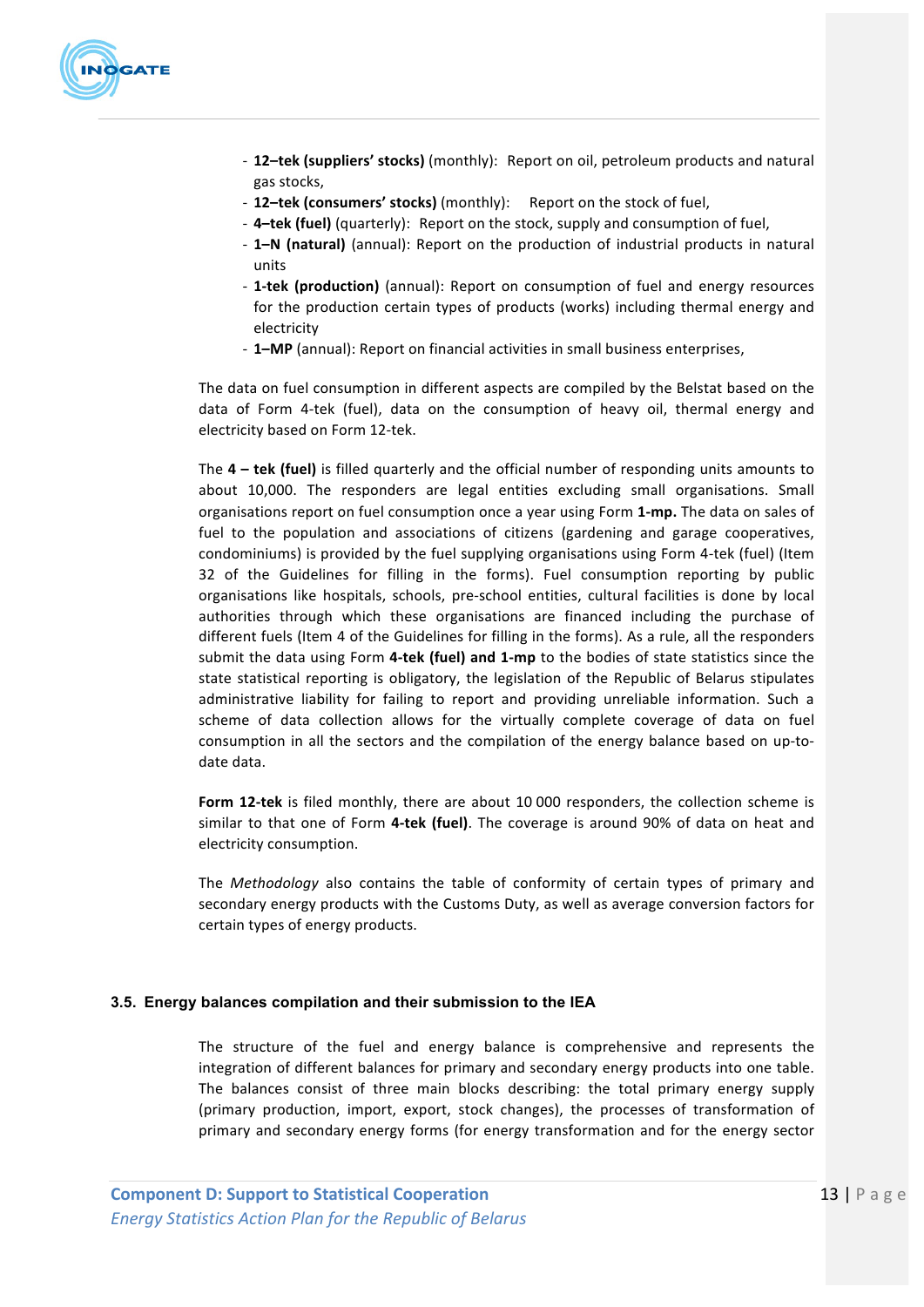- **12–tek (suppliers' stocks)** (monthly): Report on oil, petroleum products and natural gas stocks,
- **12–tek (consumers' stocks)** (monthly): Report on the stock of fuel,
- **4–tek (fuel)** (quarterly): Report on the stock, supply and consumption of fuel,
- **1–N (natural)** (annual): Report on the production of industrial products in natural units
- **1-tek (production)** (annual): Report on consumption of fuel and energy resources for the production certain types of products (works) including thermal energy and electricity
- **1–MP** (annual): Report on financial activities in small business enterprises,

The data on fuel consumption in different aspects are compiled by the Belstat based on the data of Form 4-tek (fuel), data on the consumption of heavy oil, thermal energy and electricity based on Form 12-tek.

The **4 – tek (fuel)** is filled quarterly and the official number of responding units amounts to about 10,000. The responders are legal entities excluding small organisations. Small organisations report on fuel consumption once a year using Form **1-mp.** The data on sales of fuel to the population and associations of citizens (gardening and garage cooperatives, condominiums) is provided by the fuel supplying organisations using Form 4-tek (fuel) (Item 32 of the Guidelines for filling in the forms). Fuel consumption reporting by public organisations like hospitals, schools, pre-school entities, cultural facilities is done by local authorities through which these organisations are financed including the purchase of different fuels (Item 4 of the Guidelines for filling in the forms). As a rule, all the responders submit the data using Form **4-tek (fuel) and 1-mp** to the bodies of state statistics since the state statistical reporting is obligatory, the legislation of the Republic of Belarus stipulates administrative liability for failing to report and providing unreliable information. Such a scheme of data collection allows for the virtually complete coverage of data on fuel consumption in all the sectors and the compilation of the energy balance based on up-to-date data.

**Form 12-tek** is filed monthly, there are about 10 000 responders, the collection scheme is similar to that one of Form **4-tek (fuel)**. The coverage is around 90% of data on heat and electricity consumption.

The *Methodology* also contains the table of conformity of certain types of primary and secondary energy products with the Customs Duty, as well as average conversion factors for certain types of energy products.

### 3.5. Energy balances compilation and their submission to the IEA

The structure of the fuel and energy balance is comprehensive and represents the integration of different balances for primary and secondary energy products into one table. The balances consist of three main blocks describing: the total primary energy supply (primary production, import, export, stock changes), the processes of transformation of primary and secondary energy forms (for energy transformation and for the energy sector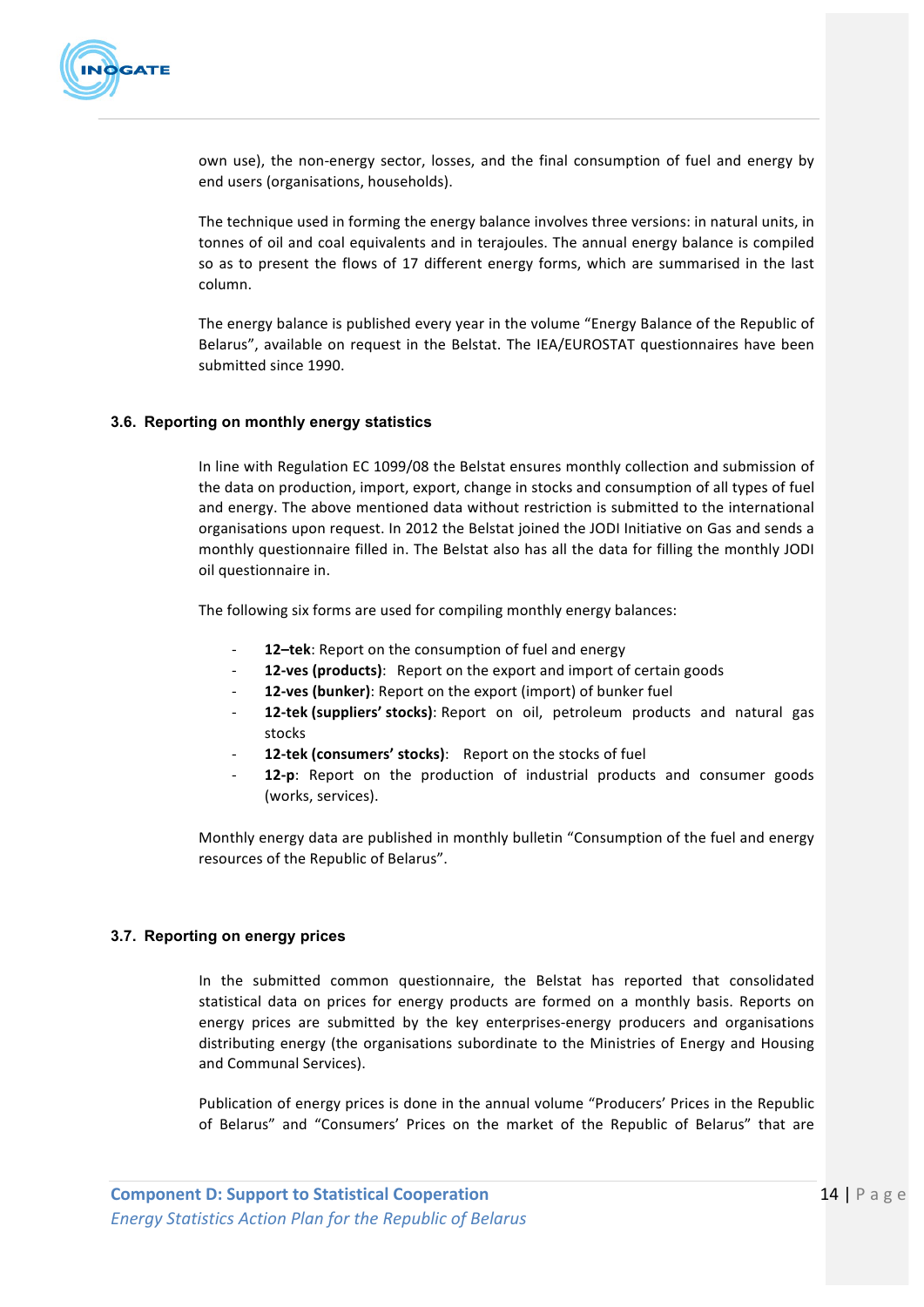own use), the non-energy sector, losses, and the final consumption of fuel and energy by end users (organisations, households).

The technique used in forming the energy balance involves three versions: in natural units, in tonnes of oil and coal equivalents and in terajoules. The annual energy balance is compiled so as to present the flows of 17 different energy forms, which are summarised in the last column.

The energy balance is published every year in the volume "Energy Balance of the Republic of Belarus", available on request in the Belstat. The IEA/EUROSTAT questionnaires have been submitted since 1990.

### 3.6. Reporting on monthly energy statistics

In line with Regulation EC 1099/08 the Belstat ensures monthly collection and submission of the data on production, import, export, change in stocks and consumption of all types of fuel and energy. The above mentioned data without restriction is submitted to the international organisations upon request. In 2012 the Belstat joined the JODI Initiative on Gas and sends a monthly questionnaire filled in. The Belstat also has all the data for filling the monthly JODI oil questionnaire in.

The following six forms are used for compiling monthly energy balances:

- **12–tek**: Report on the consumption of fuel and energy
- **12-ves (products)**: Report on the export and import of certain goods
- **12-ves (bunker)**: Report on the export (import) of bunker fuel
- **12-tek (suppliers' stocks)**: Report on oil, petroleum products and natural gas stocks
- **12-tek (consumers' stocks)**: Report on the stocks of fuel
- **12-p**: Report on the production of industrial products and consumer goods (works, services).

Monthly energy data are published in monthly bulletin "Consumption of the fuel and energy resources of the Republic of Belarus".

### 3.7. Reporting on energy prices

In the submitted common questionnaire, the Belstat has reported that consolidated statistical data on prices for energy products are formed on a monthly basis. Reports on energy prices are submitted by the key enterprises-energy producers and organisations distributing energy (the organisations subordinate to the Ministries of Energy and Housing and Communal Services).

Publication of energy prices is done in the annual volume "Producers' Prices in the Republic of Belarus" and "Consumers' Prices on the market of the Republic of Belarus" that are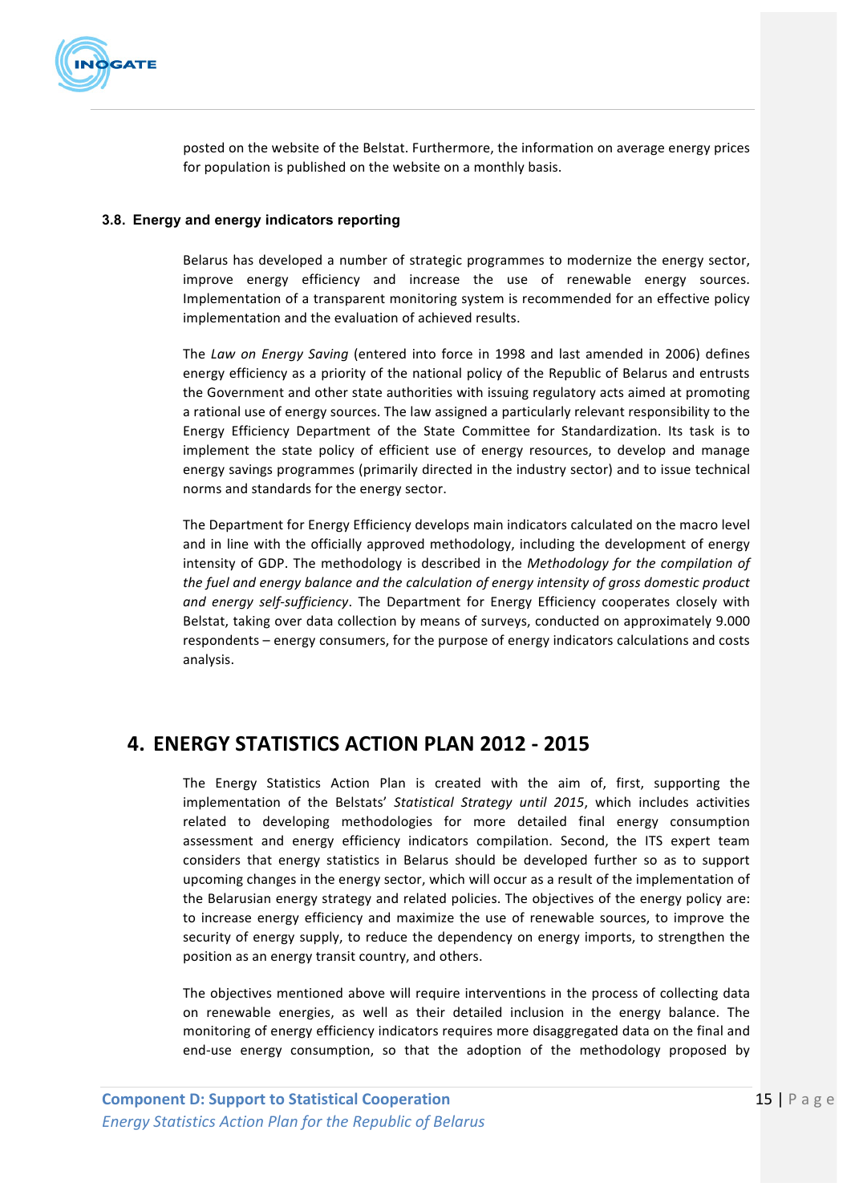posted on the website of the Belstat. Furthermore, the information on average energy prices for population is published on the website on a monthly basis.

### 3.8. Energy and energy indicators reporting

Belarus has developed a number of strategic programmes to modernize the energy sector, improve energy efficiency and increase the use of renewable energy sources. Implementation of a transparent monitoring system is recommended for an effective policy implementation and the evaluation of achieved results.

The *Law on Energy Saving* (entered into force in 1998 and last amended in 2006) defines energy efficiency as a priority of the national policy of the Republic of Belarus and entrusts the Government and other state authorities with issuing regulatory acts aimed at promoting a rational use of energy sources. The law assigned a particularly relevant responsibility to the Energy Efficiency Department of the State Committee for Standardization. Its task is to implement the state policy of efficient use of energy resources, to develop and manage energy savings programmes (primarily directed in the industry sector) and to issue technical norms and standards for the energy sector.

The Department for Energy Efficiency develops main indicators calculated on the macro level and in line with the officially approved methodology, including the development of energy intensity of GDP. The methodology is described in the *Methodology for the compilation of the fuel and energy balance and the calculation of energy intensity of gross domestic product and energy self-sufficiency*. The Department for Energy Efficiency cooperates closely with Belstat, taking over data collection by means of surveys, conducted on approximately 9.000 respondents – energy consumers, for the purpose of energy indicators calculations and costs analysis.

## 4. ENERGY STATISTICS ACTION PLAN 2012 - 2015

The Energy Statistics Action Plan is created with the aim of, first, supporting the implementation of the Belstats' *Statistical Strategy until 2015*, which includes activities related to developing methodologies for more detailed final energy consumption assessment and energy efficiency indicators compilation. Second, the ITS expert team considers that energy statistics in Belarus should be developed further so as to support upcoming changes in the energy sector, which will occur as a result of the implementation of the Belarusian energy strategy and related policies. The objectives of the energy policy are: to increase energy efficiency and maximize the use of renewable sources, to improve the security of energy supply, to reduce the dependency on energy imports, to strengthen the position as an energy transit country, and others.

The objectives mentioned above will require interventions in the process of collecting data on renewable energies, as well as their detailed inclusion in the energy balance. The monitoring of energy efficiency indicators requires more disaggregated data on the final and end-use energy consumption, so that the adoption of the methodology proposed by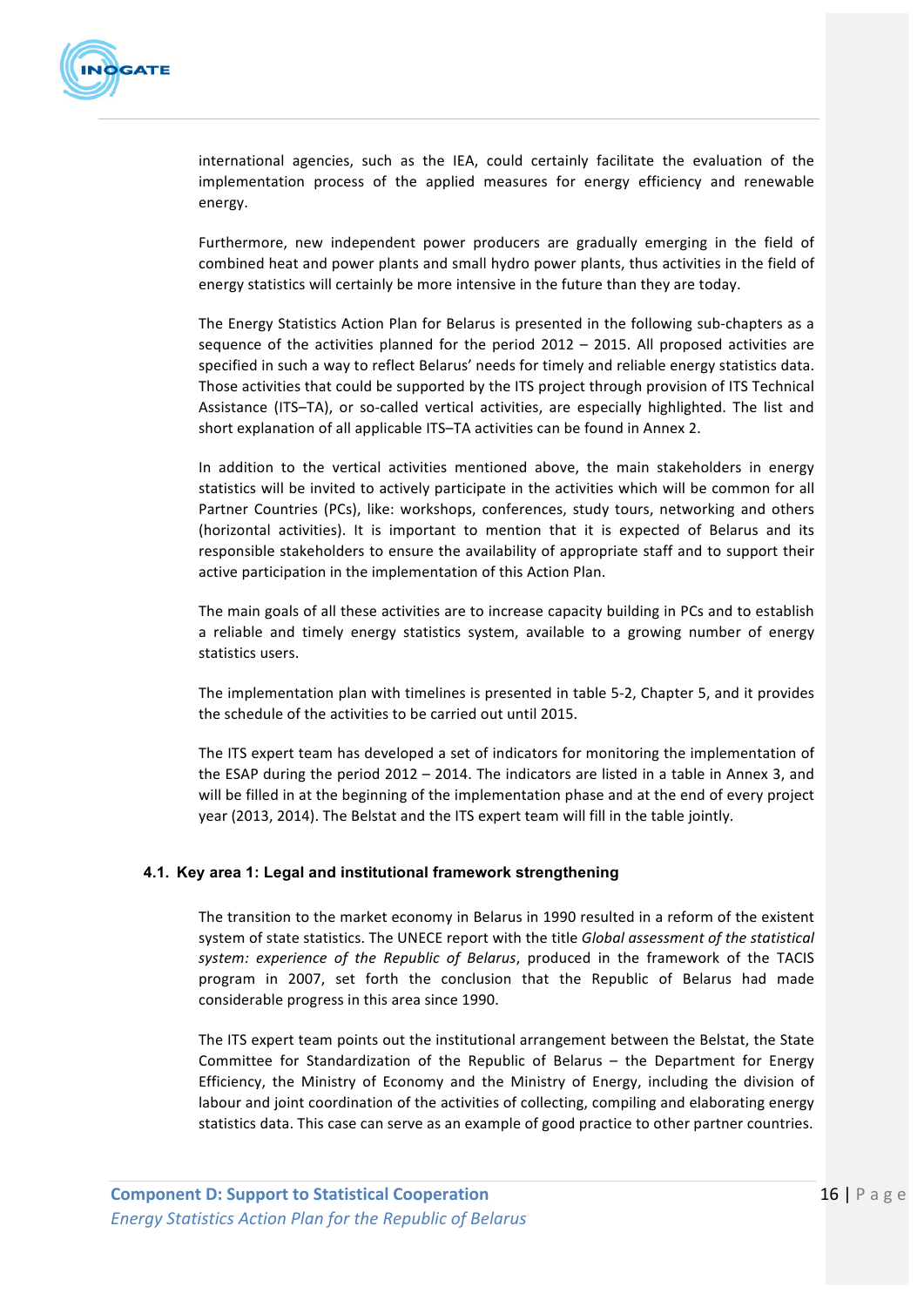international agencies, such as the IEA, could certainly facilitate the evaluation of the implementation process of the applied measures for energy efficiency and renewable energy.

Furthermore, new independent power producers are gradually emerging in the field of combined heat and power plants and small hydro power plants, thus activities in the field of energy statistics will certainly be more intensive in the future than they are today.

The Energy Statistics Action Plan for Belarus is presented in the following sub-chapters as a sequence of the activities planned for the period 2012 – 2015. All proposed activities are specified in such a way to reflect Belarus' needs for timely and reliable energy statistics data. Those activities that could be supported by the ITS project through provision of ITS Technical Assistance (ITS–TA), or so-called vertical activities, are especially highlighted. The list and short explanation of all applicable ITS–TA activities can be found in Annex 2.

In addition to the vertical activities mentioned above, the main stakeholders in energy statistics will be invited to actively participate in the activities which will be common for all Partner Countries (PCs), like: workshops, conferences, study tours, networking and others (horizontal activities). It is important to mention that it is expected of Belarus and its responsible stakeholders to ensure the availability of appropriate staff and to support their active participation in the implementation of this Action Plan.

The main goals of all these activities are to increase capacity building in PCs and to establish a reliable and timely energy statistics system, available to a growing number of energy statistics users.

The implementation plan with timelines is presented in table 5-2, Chapter 5, and it provides the schedule of the activities to be carried out until 2015.

The ITS expert team has developed a set of indicators for monitoring the implementation of the ESAP during the period 2012 – 2014. The indicators are listed in a table in Annex 3, and will be filled in at the beginning of the implementation phase and at the end of every project year (2013, 2014). The Belstat and the ITS expert team will fill in the table jointly.

## 4.1. Key area 1: Legal and institutional framework strengthening

The transition to the market economy in Belarus in 1990 resulted in a reform of the existent system of state statistics. The UNECE report with the title *Global assessment of the statistical system: experience of the Republic of Belarus*, produced in the framework of the TACIS program in 2007, set forth the conclusion that the Republic of Belarus had made considerable progress in this area since 1990.

The ITS expert team points out the institutional arrangement between the Belstat, the State Committee for Standardization of the Republic of Belarus – the Department for Energy Efficiency, the Ministry of Economy and the Ministry of Energy, including the division of labour and joint coordination of the activities of collecting, compiling and elaborating energy statistics data. This case can serve as an example of good practice to other partner countries.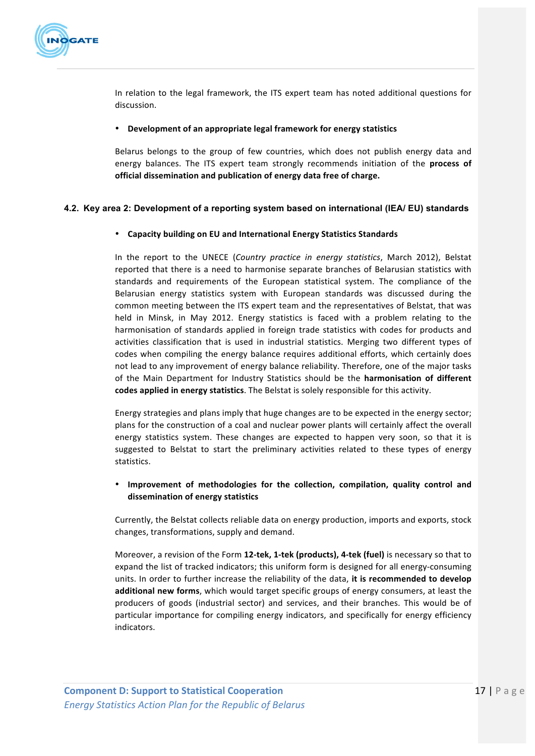In relation to the legal framework, the ITS expert team has noted additional questions for discussion.

- **Development of an appropriate legal framework for energy statistics**

Belarus belongs to the group of few countries, which does not publish energy data and energy balances. The ITS expert team strongly recommends initiation of the **process of official dissemination and publication of energy data free of charge.**

## 4.2. Key area 2: Development of a reporting system based on international (IEA/ EU) standards

- **Capacity building on EU and International Energy Statistics Standards**

In the report to the UNECE (*Country practice in energy statistics*, March 2012), Belstat reported that there is a need to harmonise separate branches of Belarusian statistics with standards and requirements of the European statistical system. The compliance of the Belarusian energy statistics system with European standards was discussed during the common meeting between the ITS expert team and the representatives of Belstat, that was held in Minsk, in May 2012. Energy statistics is faced with a problem relating to the harmonisation of standards applied in foreign trade statistics with codes for products and activities classification that is used in industrial statistics. Merging two different types of codes when compiling the energy balance requires additional efforts, which certainly does not lead to any improvement of energy balance reliability. Therefore, one of the major tasks of the Main Department for Industry Statistics should be the **harmonisation of different codes applied in energy statistics**. The Belstat is solely responsible for this activity.

Energy strategies and plans imply that huge changes are to be expected in the energy sector; plans for the construction of a coal and nuclear power plants will certainly affect the overall energy statistics system. These changes are expected to happen very soon, so that it is suggested to Belstat to start the preliminary activities related to these types of energy statistics.

- **Improvement of methodologies for the collection, compilation, quality control and dissemination of energy statistics**

Currently, the Belstat collects reliable data on energy production, imports and exports, stock changes, transformations, supply and demand.

Moreover, a revision of the Form **12-tek, 1-tek (products), 4-tek (fuel)** is necessary so that to expand the list of tracked indicators; this uniform form is designed for all energy-consuming units. In order to further increase the reliability of the data, **it is recommended to develop additional new forms**, which would target specific groups of energy consumers, at least the producers of goods (industrial sector) and services, and their branches. This would be of particular importance for compiling energy indicators, and specifically for energy efficiency indicators.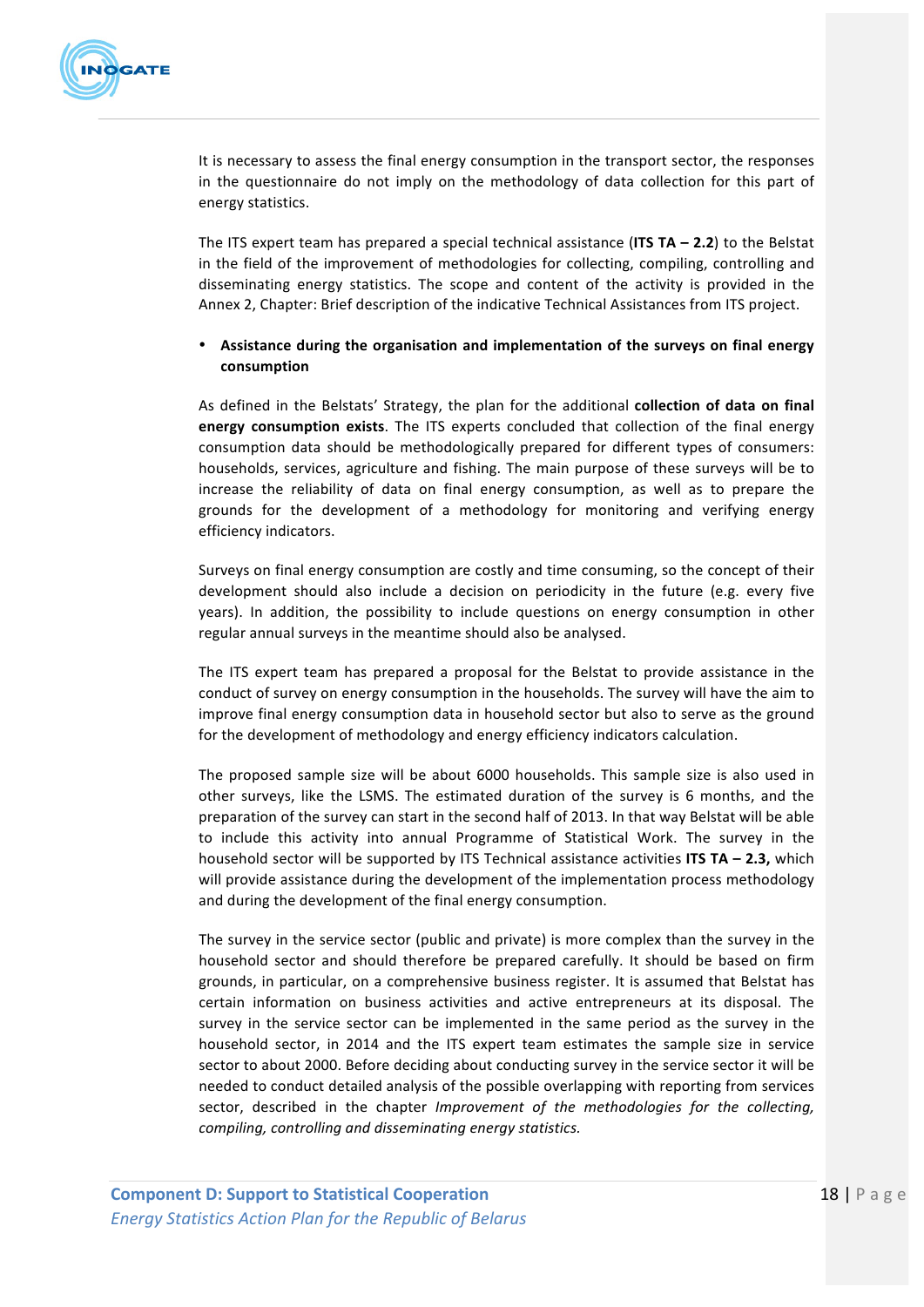It is necessary to assess the final energy consumption in the transport sector, the responses in the questionnaire do not imply on the methodology of data collection for this part of energy statistics.

The ITS expert team has prepared a special technical assistance (**ITS TA – 2.2**) to the Belstat in the field of the improvement of methodologies for collecting, compiling, controlling and disseminating energy statistics. The scope and content of the activity is provided in the Annex 2, Chapter: Brief description of the indicative Technical Assistances from ITS project.

- **Assistance during the organisation and implementation of the surveys on final energy consumption**

As defined in the Belstats' Strategy, the plan for the additional **collection of data on final energy consumption exists**. The ITS experts concluded that collection of the final energy consumption data should be methodologically prepared for different types of consumers: households, services, agriculture and fishing. The main purpose of these surveys will be to increase the reliability of data on final energy consumption, as well as to prepare the grounds for the development of a methodology for monitoring and verifying energy efficiency indicators.

Surveys on final energy consumption are costly and time consuming, so the concept of their development should also include a decision on periodicity in the future (e.g. every five years). In addition, the possibility to include questions on energy consumption in other regular annual surveys in the meantime should also be analysed.

The ITS expert team has prepared a proposal for the Belstat to provide assistance in the conduct of survey on energy consumption in the households. The survey will have the aim to improve final energy consumption data in household sector but also to serve as the ground for the development of methodology and energy efficiency indicators calculation.

The proposed sample size will be about 6000 households. This sample size is also used in other surveys, like the LSMS. The estimated duration of the survey is 6 months, and the preparation of the survey can start in the second half of 2013. In that way Belstat will be able to include this activity into annual Programme of Statistical Work. The survey in the household sector will be supported by ITS Technical assistance activities **ITS TA – 2.3,** which will provide assistance during the development of the implementation process methodology and during the development of the final energy consumption.

The survey in the service sector (public and private) is more complex than the survey in the household sector and should therefore be prepared carefully. It should be based on firm grounds, in particular, on a comprehensive business register. It is assumed that Belstat has certain information on business activities and active entrepreneurs at its disposal. The survey in the service sector can be implemented in the same period as the survey in the household sector, in 2014 and the ITS expert team estimates the sample size in service sector to about 2000. Before deciding about conducting survey in the service sector it will be needed to conduct detailed analysis of the possible overlapping with reporting from services sector, described in the chapter *Improvement of the methodologies for the collecting, compiling, controlling and disseminating energy statistics.*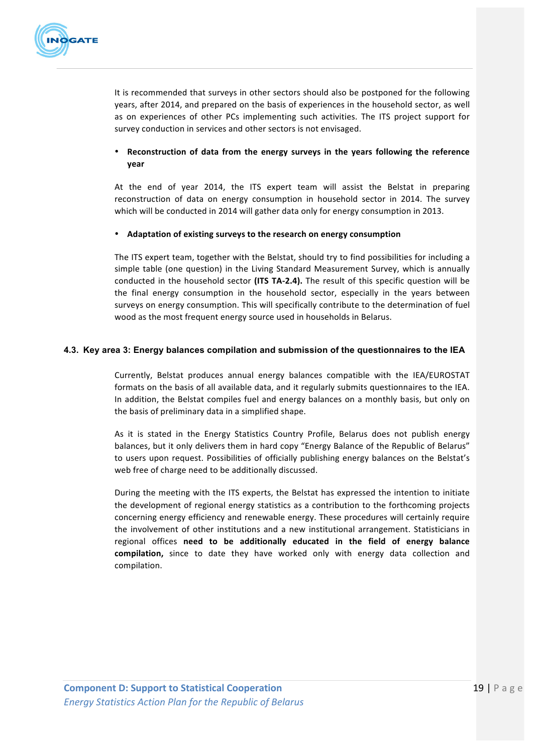It is recommended that surveys in other sectors should also be postponed for the following years, after 2014, and prepared on the basis of experiences in the household sector, as well as on experiences of other PCs implementing such activities. The ITS project support for survey conduction in services and other sectors is not envisaged.

- **Reconstruction of data from the energy surveys in the years following the reference year**

At the end of year 2014, the ITS expert team will assist the Belstat in preparing reconstruction of data on energy consumption in household sector in 2014. The survey which will be conducted in 2014 will gather data only for energy consumption in 2013.

- **Adaptation of existing surveys to the research on energy consumption**

The ITS expert team, together with the Belstat, should try to find possibilities for including a simple table (one question) in the Living Standard Measurement Survey, which is annually conducted in the household sector **(ITS TA-2.4).** The result of this specific question will be the final energy consumption in the household sector, especially in the years between surveys on energy consumption. This will specifically contribute to the determination of fuel wood as the most frequent energy source used in households in Belarus.

## 4.3. Key area 3: Energy balances compilation and submission of the questionnaires to the IEA

Currently, Belstat produces annual energy balances compatible with the IEA/EUROSTAT formats on the basis of all available data, and it regularly submits questionnaires to the IEA. In addition, the Belstat compiles fuel and energy balances on a monthly basis, but only on the basis of preliminary data in a simplified shape.

As it is stated in the Energy Statistics Country Profile, Belarus does not publish energy balances, but it only delivers them in hard copy "Energy Balance of the Republic of Belarus" to users upon request. Possibilities of officially publishing energy balances on the Belstat's web free of charge need to be additionally discussed.

During the meeting with the ITS experts, the Belstat has expressed the intention to initiate the development of regional energy statistics as a contribution to the forthcoming projects concerning energy efficiency and renewable energy. These procedures will certainly require the involvement of other institutions and a new institutional arrangement. Statisticians in regional offices **need to be additionally educated in the field of energy balance compilation,** since to date they have worked only with energy data collection and compilation.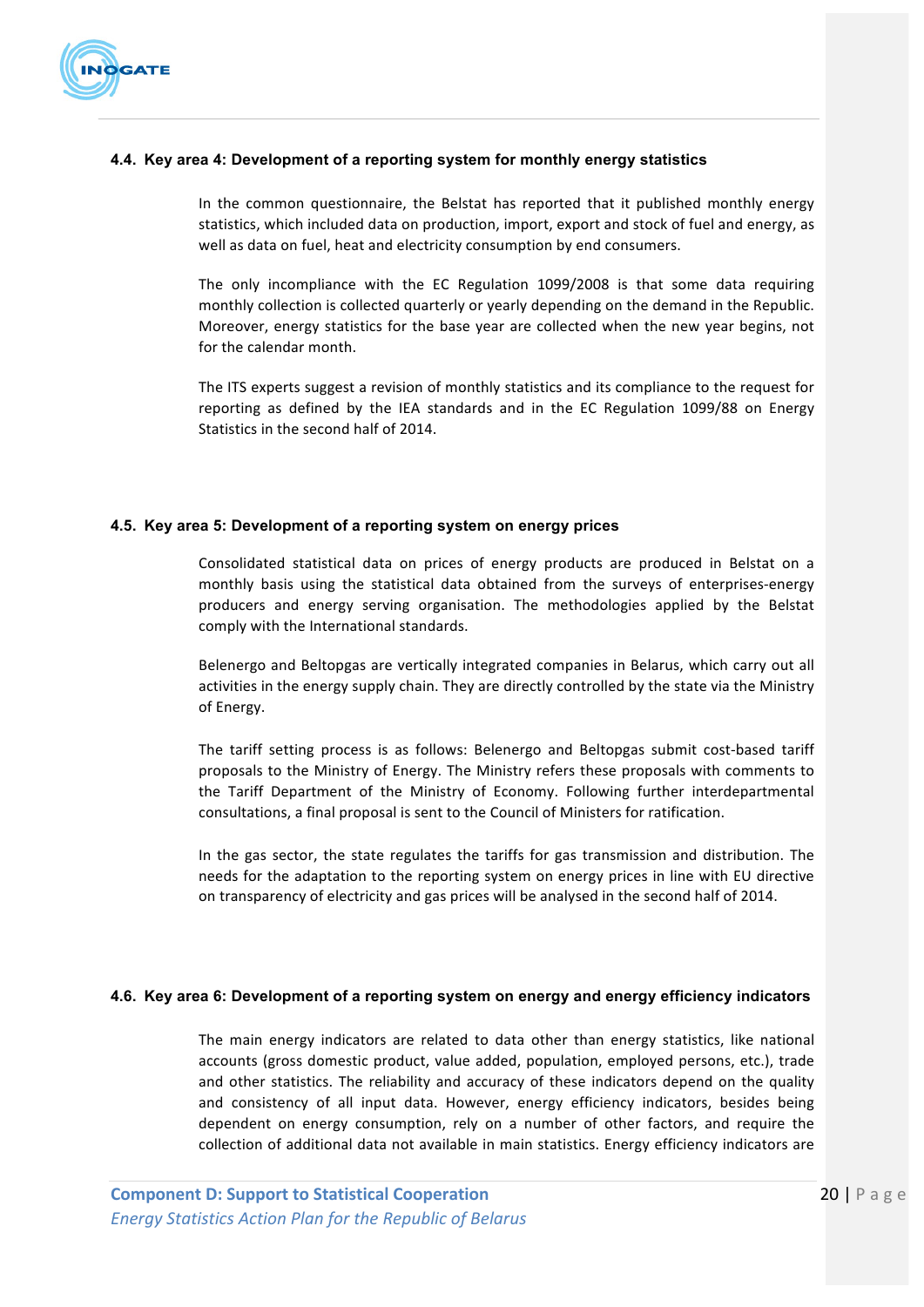### 4.4. Key area 4: Development of a reporting system for monthly energy statistics

In the common questionnaire, the Belstat has reported that it published monthly energy statistics, which included data on production, import, export and stock of fuel and energy, as well as data on fuel, heat and electricity consumption by end consumers.

The only incompliance with the EC Regulation 1099/2008 is that some data requiring monthly collection is collected quarterly or yearly depending on the demand in the Republic. Moreover, energy statistics for the base year are collected when the new year begins, not for the calendar month.

The ITS experts suggest a revision of monthly statistics and its compliance to the request for reporting as defined by the IEA standards and in the EC Regulation 1099/88 on Energy Statistics in the second half of 2014.

### 4.5. Key area 5: Development of a reporting system on energy prices

Consolidated statistical data on prices of energy products are produced in Belstat on a monthly basis using the statistical data obtained from the surveys of enterprises-energy producers and energy serving organisation. The methodologies applied by the Belstat comply with the International standards.

Belenergo and Beltopgas are vertically integrated companies in Belarus, which carry out all activities in the energy supply chain. They are directly controlled by the state via the Ministry of Energy.

The tariff setting process is as follows: Belenergo and Beltopgas submit cost-based tariff proposals to the Ministry of Energy. The Ministry refers these proposals with comments to the Tariff Department of the Ministry of Economy. Following further interdepartmental consultations, a final proposal is sent to the Council of Ministers for ratification.

In the gas sector, the state regulates the tariffs for gas transmission and distribution. The needs for the adaptation to the reporting system on energy prices in line with EU directive on transparency of electricity and gas prices will be analysed in the second half of 2014.

### 4.6. Key area 6: Development of a reporting system on energy and energy efficiency indicators

The main energy indicators are related to data other than energy statistics, like national accounts (gross domestic product, value added, population, employed persons, etc.), trade and other statistics. The reliability and accuracy of these indicators depend on the quality and consistency of all input data. However, energy efficiency indicators, besides being dependent on energy consumption, rely on a number of other factors, and require the collection of additional data not available in main statistics. Energy efficiency indicators are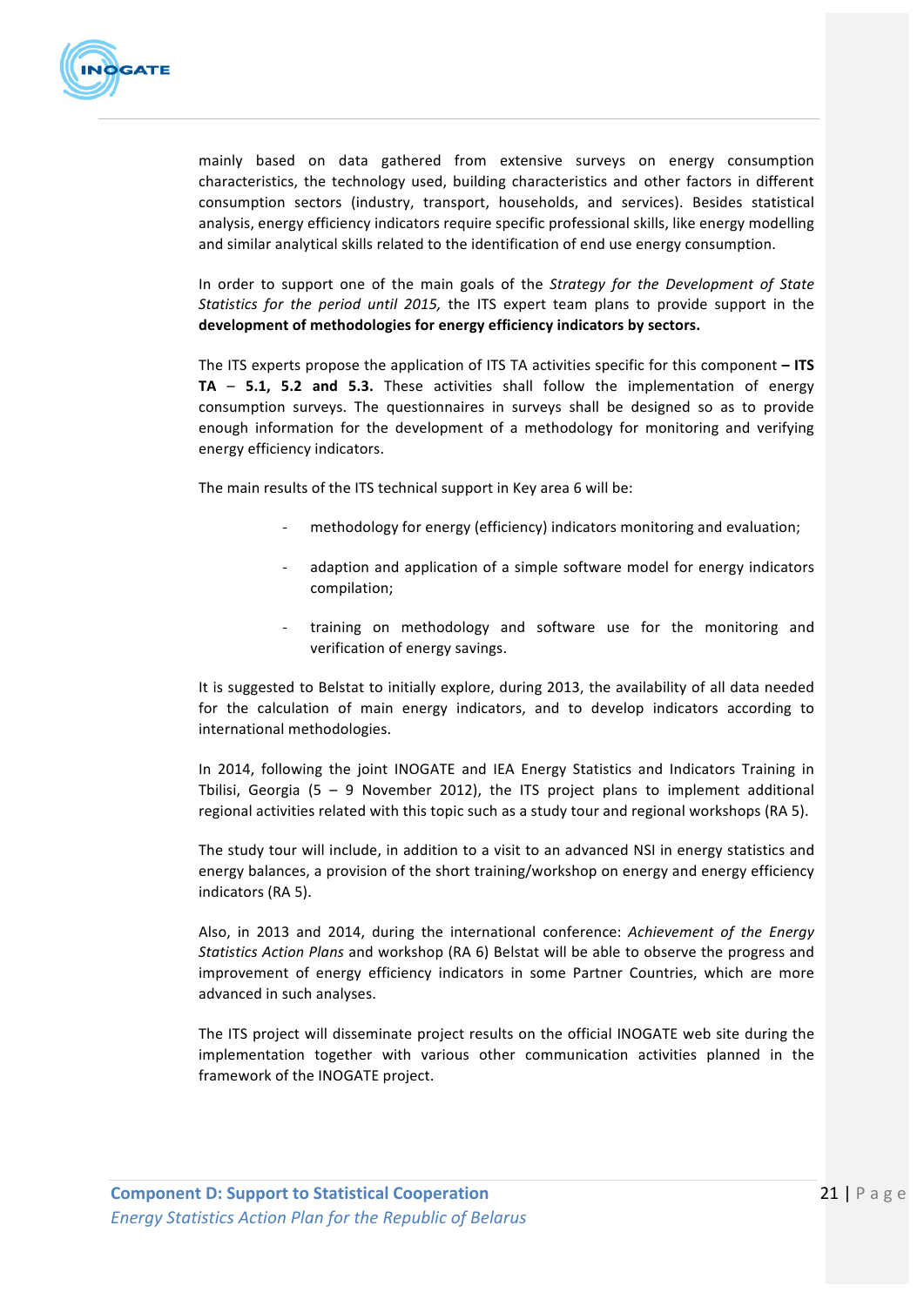mainly based on data gathered from extensive surveys on energy consumption characteristics, the technology used, building characteristics and other factors in different consumption sectors (industry, transport, households, and services). Besides statistical analysis, energy efficiency indicators require specific professional skills, like energy modelling and similar analytical skills related to the identification of end use energy consumption.

In order to support one of the main goals of the *Strategy for the Development of State Statistics for the period until 2015,* the ITS expert team plans to provide support in the **development of methodologies for energy efficiency indicators by sectors.**

The ITS experts propose the application of ITS TA activities specific for this component **– ITS TA – 5.1, 5.2 and 5.3.** These activities shall follow the implementation of energy consumption surveys. The questionnaires in surveys shall be designed so as to provide enough information for the development of a methodology for monitoring and verifying energy efficiency indicators.

The main results of the ITS technical support in Key area 6 will be:

- methodology for energy (efficiency) indicators monitoring and evaluation;
- adaption and application of a simple software model for energy indicators compilation;
- training on methodology and software use for the monitoring and verification of energy savings.

It is suggested to Belstat to initially explore, during 2013, the availability of all data needed for the calculation of main energy indicators, and to develop indicators according to international methodologies.

In 2014, following the joint INOGATE and IEA Energy Statistics and Indicators Training in Tbilisi, Georgia (5 – 9 November 2012), the ITS project plans to implement additional regional activities related with this topic such as a study tour and regional workshops (RA 5).

The study tour will include, in addition to a visit to an advanced NSI in energy statistics and energy balances, a provision of the short training/workshop on energy and energy efficiency indicators (RA 5).

Also, in 2013 and 2014, during the international conference: *Achievement of the Energy Statistics Action Plans* and workshop (RA 6) Belstat will be able to observe the progress and improvement of energy efficiency indicators in some Partner Countries, which are more advanced in such analyses.

The ITS project will disseminate project results on the official INOGATE web site during the implementation together with various other communication activities planned in the framework of the INOGATE project.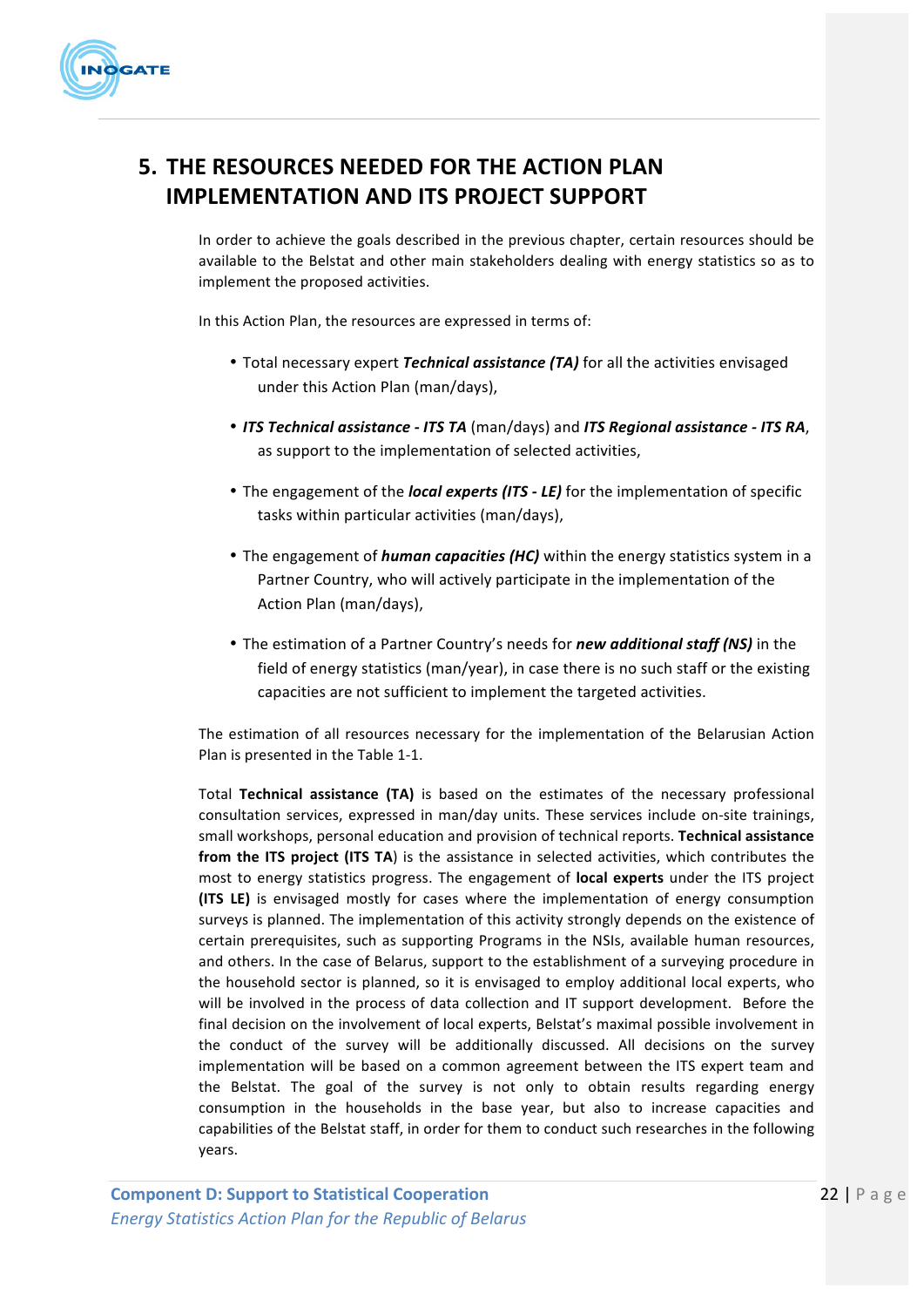# 5. THE RESOURCES NEEDED FOR THE ACTION PLAN IMPLEMENTATION AND ITS PROJECT SUPPORT

In order to achieve the goals described in the previous chapter, certain resources should be available to the Belstat and other main stakeholders dealing with energy statistics so as to implement the proposed activities.

In this Action Plan, the resources are expressed in terms of:

- Total necessary expert ***Technical assistance (TA)*** for all the activities envisaged under this Action Plan (man/days),
- ***ITS Technical assistance - ITS TA*** (man/days) and ***ITS Regional assistance - ITS RA***, as support to the implementation of selected activities,
- The engagement of the ***local experts (ITS - LE)*** for the implementation of specific tasks within particular activities (man/days),
- The engagement of ***human capacities (HC)*** within the energy statistics system in a Partner Country, who will actively participate in the implementation of the Action Plan (man/days),
- The estimation of a Partner Country's needs for ***new additional staff (NS)*** in the field of energy statistics (man/year), in case there is no such staff or the existing capacities are not sufficient to implement the targeted activities.

The estimation of all resources necessary for the implementation of the Belarusian Action Plan is presented in the Table 1-1.

Total **Technical assistance (TA)** is based on the estimates of the necessary professional consultation services, expressed in man/day units. These services include on-site trainings, small workshops, personal education and provision of technical reports. **Technical assistance from the ITS project (ITS TA**) is the assistance in selected activities, which contributes the most to energy statistics progress. The engagement of **local experts** under the ITS project **(ITS LE)** is envisaged mostly for cases where the implementation of energy consumption surveys is planned. The implementation of this activity strongly depends on the existence of certain prerequisites, such as supporting Programs in the NSIs, available human resources, and others. In the case of Belarus, support to the establishment of a surveying procedure in the household sector is planned, so it is envisaged to employ additional local experts, who will be involved in the process of data collection and IT support development. Before the final decision on the involvement of local experts, Belstat's maximal possible involvement in the conduct of the survey will be additionally discussed. All decisions on the survey implementation will be based on a common agreement between the ITS expert team and the Belstat. The goal of the survey is not only to obtain results regarding energy consumption in the households in the base year, but also to increase capacities and capabilities of the Belstat staff, in order for them to conduct such researches in the following years.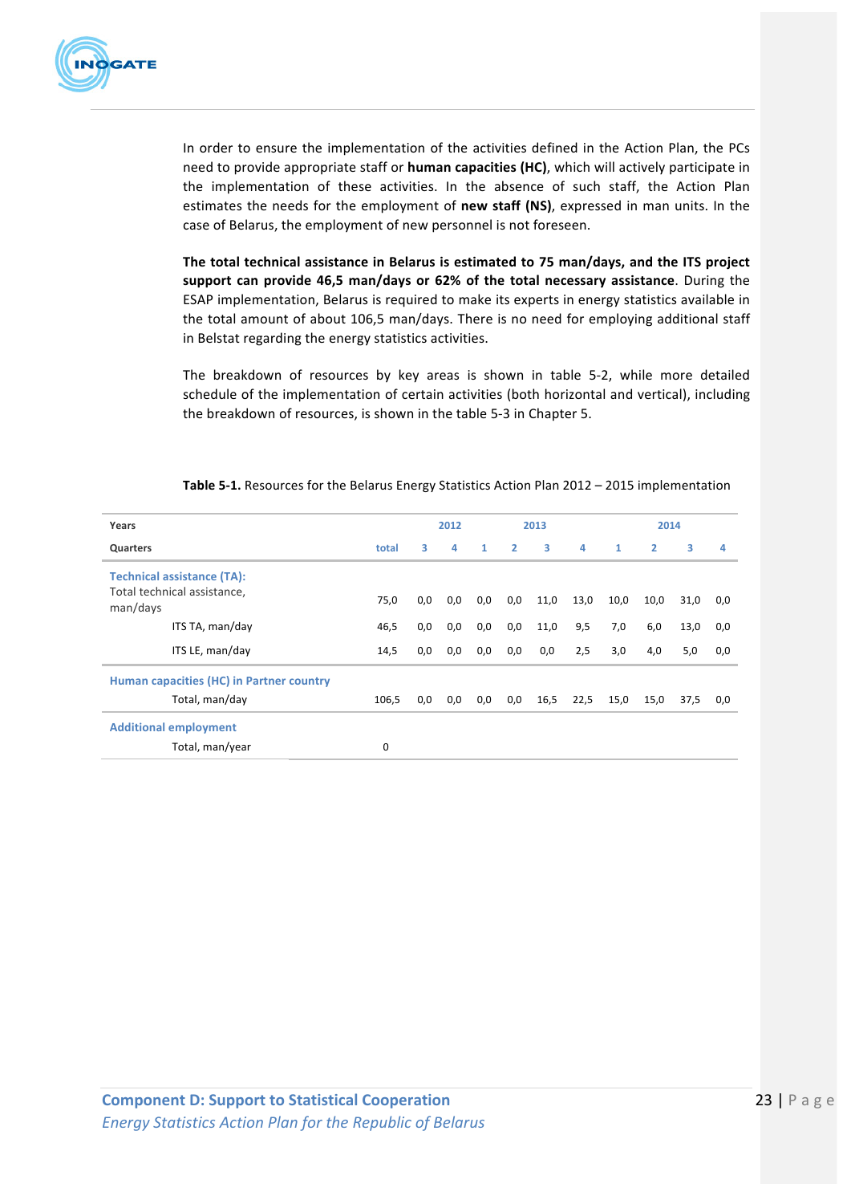In order to ensure the implementation of the activities defined in the Action Plan, the PCs need to provide appropriate staff or **human capacities (HC)**, which will actively participate in the implementation of these activities. In the absence of such staff, the Action Plan estimates the needs for the employment of **new staff (NS)**, expressed in man units. In the case of Belarus, the employment of new personnel is not foreseen.

**The total technical assistance in Belarus is estimated to 75 man/days, and the ITS project support can provide 46,5 man/days or 62% of the total necessary assistance**. During the ESAP implementation, Belarus is required to make its experts in energy statistics available in the total amount of about 106,5 man/days. There is no need for employing additional staff in Belstat regarding the energy statistics activities.

The breakdown of resources by key areas is shown in table 5-2, while more detailed schedule of the implementation of certain activities (both horizontal and vertical), including the breakdown of resources, is shown in the table 5-3 in Chapter 5.

**Table 5-1.** Resources for the Belarus Energy Statistics Action Plan 2012 – 2015 implementation

| Years | | 2012 | | 2013 | | | | 2014 | | | |
|---|---|---|---|---|---|---|---|---|---|---|---|
| Quarters | total | 3 | 4 | 1 | 2 | 3 | 4 | 1 | 2 | 3 | 4 |
| **Technical assistance (TA):** | | | | | | | | | | | |
| Total technical assistance, man/days | 75,0 | 0,0 | 0,0 | 0,0 | 0,0 | 11,0 | 13,0 | 10,0 | 10,0 | 31,0 | 0,0 |
| ITS TA, man/day | 46,5 | 0,0 | 0,0 | 0,0 | 0,0 | 11,0 | 9,5 | 7,0 | 6,0 | 13,0 | 0,0 |
| ITS LE, man/day | 14,5 | 0,0 | 0,0 | 0,0 | 0,0 | 0,0 | 2,5 | 3,0 | 4,0 | 5,0 | 0,0 |
| **Human capacities (HC) in Partner country** | | | | | | | | | | | |
| Total, man/day | 106,5 | 0,0 | 0,0 | 0,0 | 0,0 | 16,5 | 22,5 | 15,0 | 15,0 | 37,5 | 0,0 |
| **Additional employment** | | | | | | | | | | | |
| Total, man/year | 0 | | | | | | | | | | |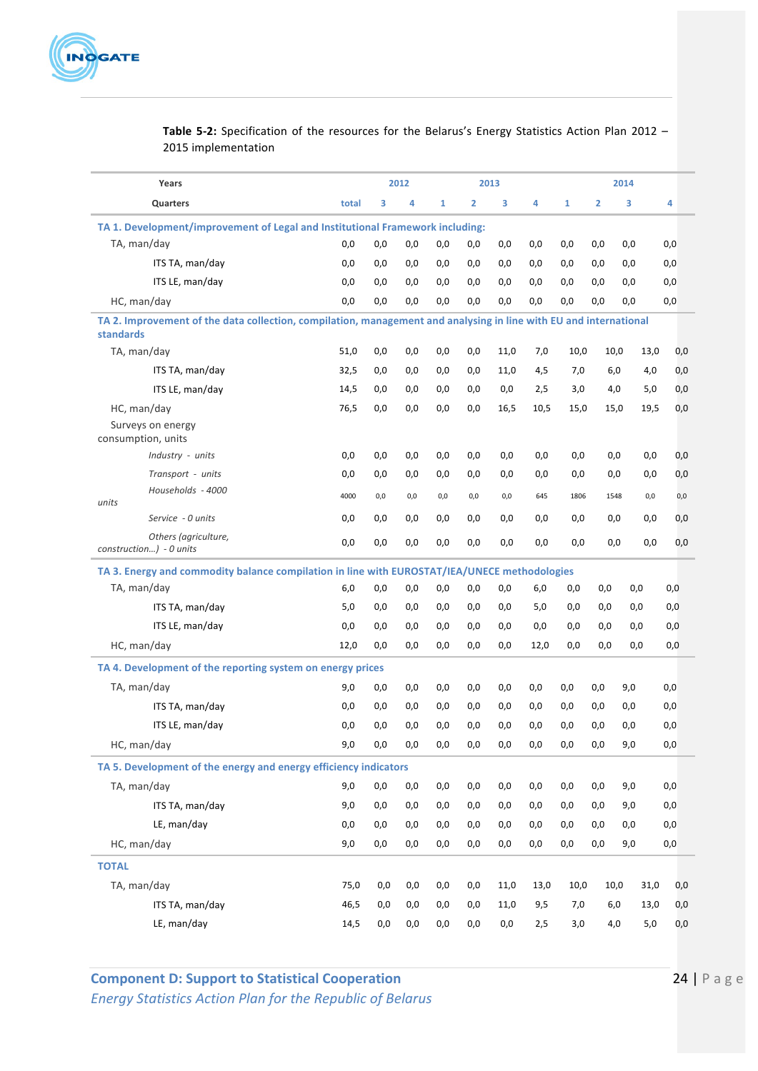**Table 5-2:** Specification of the resources for the Belarus's Energy Statistics Action Plan 2012 – 2015 implementation

| Years | | 2012 | | 2013 | | | | 2014 | | | |
|---|---|---|---|---|---|---|---|---|---|---|---|
| Quarters | total | 3 | 4 | 1 | 2 | 3 | 4 | 1 | 2 | 3 | 4 |
| **TA 1. Development/improvement of Legal and Institutional Framework including:** | | | | | | | | | | | |
| TA, man/day | 0,0 | 0,0 | 0,0 | 0,0 | 0,0 | 0,0 | 0,0 | 0,0 | 0,0 | 0,0 | 0,0 |
| ITS TA, man/day | 0,0 | 0,0 | 0,0 | 0,0 | 0,0 | 0,0 | 0,0 | 0,0 | 0,0 | 0,0 | 0,0 |
| ITS LE, man/day | 0,0 | 0,0 | 0,0 | 0,0 | 0,0 | 0,0 | 0,0 | 0,0 | 0,0 | 0,0 | 0,0 |
| HC, man/day | 0,0 | 0,0 | 0,0 | 0,0 | 0,0 | 0,0 | 0,0 | 0,0 | 0,0 | 0,0 | 0,0 |
| **TA 2. Improvement of the data collection, compilation, management and analysing in line with EU and international standards** | | | | | | | | | | | |
| TA, man/day | 51,0 | 0,0 | 0,0 | 0,0 | 0,0 | 11,0 | 7,0 | 10,0 | 10,0 | 13,0 | 0,0 |
| ITS TA, man/day | 32,5 | 0,0 | 0,0 | 0,0 | 0,0 | 11,0 | 4,5 | 7,0 | 6,0 | 4,0 | 0,0 |
| ITS LE, man/day | 14,5 | 0,0 | 0,0 | 0,0 | 0,0 | 0,0 | 2,5 | 3,0 | 4,0 | 5,0 | 0,0 |
| HC, man/day | 76,5 | 0,0 | 0,0 | 0,0 | 0,0 | 16,5 | 10,5 | 15,0 | 15,0 | 19,5 | 0,0 |
| Surveys on energy consumption, units | | | | | | | | | | | |
| *Industry - units* | 0,0 | 0,0 | 0,0 | 0,0 | 0,0 | 0,0 | 0,0 | 0,0 | 0,0 | 0,0 | 0,0 |
| *Transport - units* | 0,0 | 0,0 | 0,0 | 0,0 | 0,0 | 0,0 | 0,0 | 0,0 | 0,0 | 0,0 | 0,0 |
| *Households - 4000 units* | 4000 | 0,0 | 0,0 | 0,0 | 0,0 | 0,0 | 645 | 1806 | 1548 | 0,0 | 0,0 |
| *Service - 0 units* | 0,0 | 0,0 | 0,0 | 0,0 | 0,0 | 0,0 | 0,0 | 0,0 | 0,0 | 0,0 | 0,0 |
| *Others (agriculture, construction…) - 0 units* | 0,0 | 0,0 | 0,0 | 0,0 | 0,0 | 0,0 | 0,0 | 0,0 | 0,0 | 0,0 | 0,0 |
| **TA 3. Energy and commodity balance compilation in line with EUROSTAT/IEA/UNECE methodologies** | | | | | | | | | | | |
| TA, man/day | 6,0 | 0,0 | 0,0 | 0,0 | 0,0 | 0,0 | 6,0 | 0,0 | 0,0 | 0,0 | 0,0 |
| ITS TA, man/day | 5,0 | 0,0 | 0,0 | 0,0 | 0,0 | 0,0 | 5,0 | 0,0 | 0,0 | 0,0 | 0,0 |
| ITS LE, man/day | 0,0 | 0,0 | 0,0 | 0,0 | 0,0 | 0,0 | 0,0 | 0,0 | 0,0 | 0,0 | 0,0 |
| HC, man/day | 12,0 | 0,0 | 0,0 | 0,0 | 0,0 | 0,0 | 12,0 | 0,0 | 0,0 | 0,0 | 0,0 |
| **TA 4. Development of the reporting system on energy prices** | | | | | | | | | | | |
| TA, man/day | 9,0 | 0,0 | 0,0 | 0,0 | 0,0 | 0,0 | 0,0 | 0,0 | 0,0 | 9,0 | 0,0 |
| ITS TA, man/day | 0,0 | 0,0 | 0,0 | 0,0 | 0,0 | 0,0 | 0,0 | 0,0 | 0,0 | 0,0 | 0,0 |
| ITS LE, man/day | 0,0 | 0,0 | 0,0 | 0,0 | 0,0 | 0,0 | 0,0 | 0,0 | 0,0 | 0,0 | 0,0 |
| HC, man/day | 9,0 | 0,0 | 0,0 | 0,0 | 0,0 | 0,0 | 0,0 | 0,0 | 0,0 | 9,0 | 0,0 |
| **TA 5. Development of the energy and energy efficiency indicators** | | | | | | | | | | | |
| TA, man/day | 9,0 | 0,0 | 0,0 | 0,0 | 0,0 | 0,0 | 0,0 | 0,0 | 0,0 | 9,0 | 0,0 |
| ITS TA, man/day | 9,0 | 0,0 | 0,0 | 0,0 | 0,0 | 0,0 | 0,0 | 0,0 | 0,0 | 9,0 | 0,0 |
| LE, man/day | 0,0 | 0,0 | 0,0 | 0,0 | 0,0 | 0,0 | 0,0 | 0,0 | 0,0 | 0,0 | 0,0 |
| HC, man/day | 9,0 | 0,0 | 0,0 | 0,0 | 0,0 | 0,0 | 0,0 | 0,0 | 0,0 | 9,0 | 0,0 |
| **TOTAL** | | | | | | | | | | | |
| TA, man/day | 75,0 | 0,0 | 0,0 | 0,0 | 0,0 | 11,0 | 13,0 | 10,0 | 10,0 | 31,0 | 0,0 |
| ITS TA, man/day | 46,5 | 0,0 | 0,0 | 0,0 | 0,0 | 11,0 | 9,5 | 7,0 | 6,0 | 13,0 | 0,0 |
| LE, man/day | 14,5 | 0,0 | 0,0 | 0,0 | 0,0 | 0,0 | 2,5 | 3,0 | 4,0 | 5,0 | 0,0 |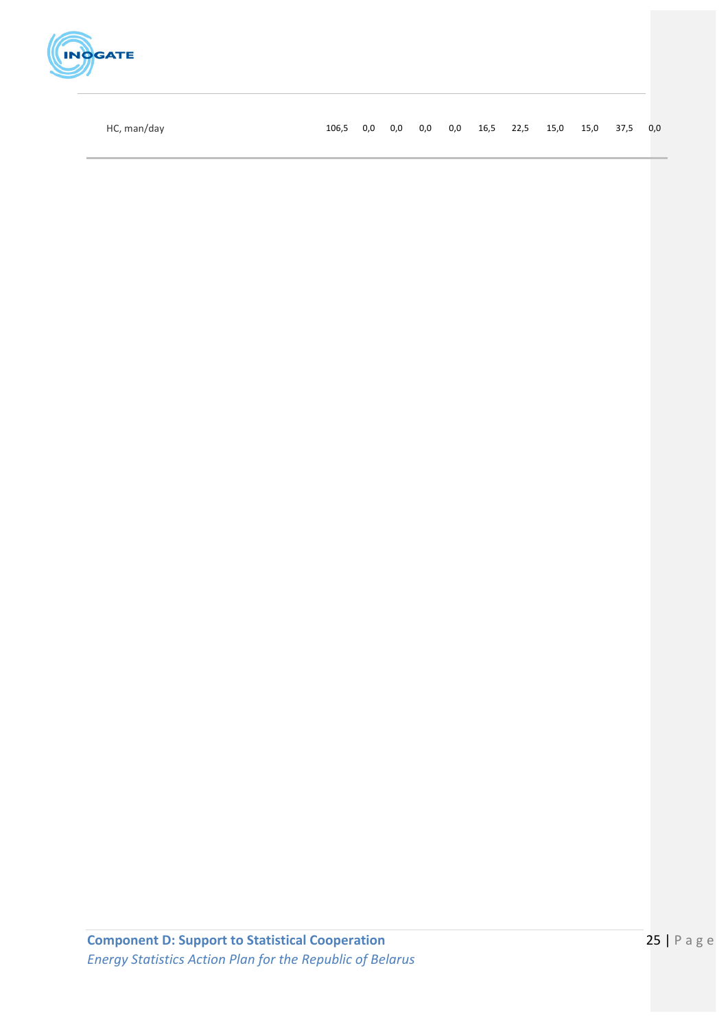| HC, man/day | 106,5 | 0,0 | 0,0 | 0,0 | 0,0 | 16,5 | 22,5 | 15,0 | 15,0 | 37,5 | 0,0 |
|---|---|---|---|---|---|---|---|---|---|---|---|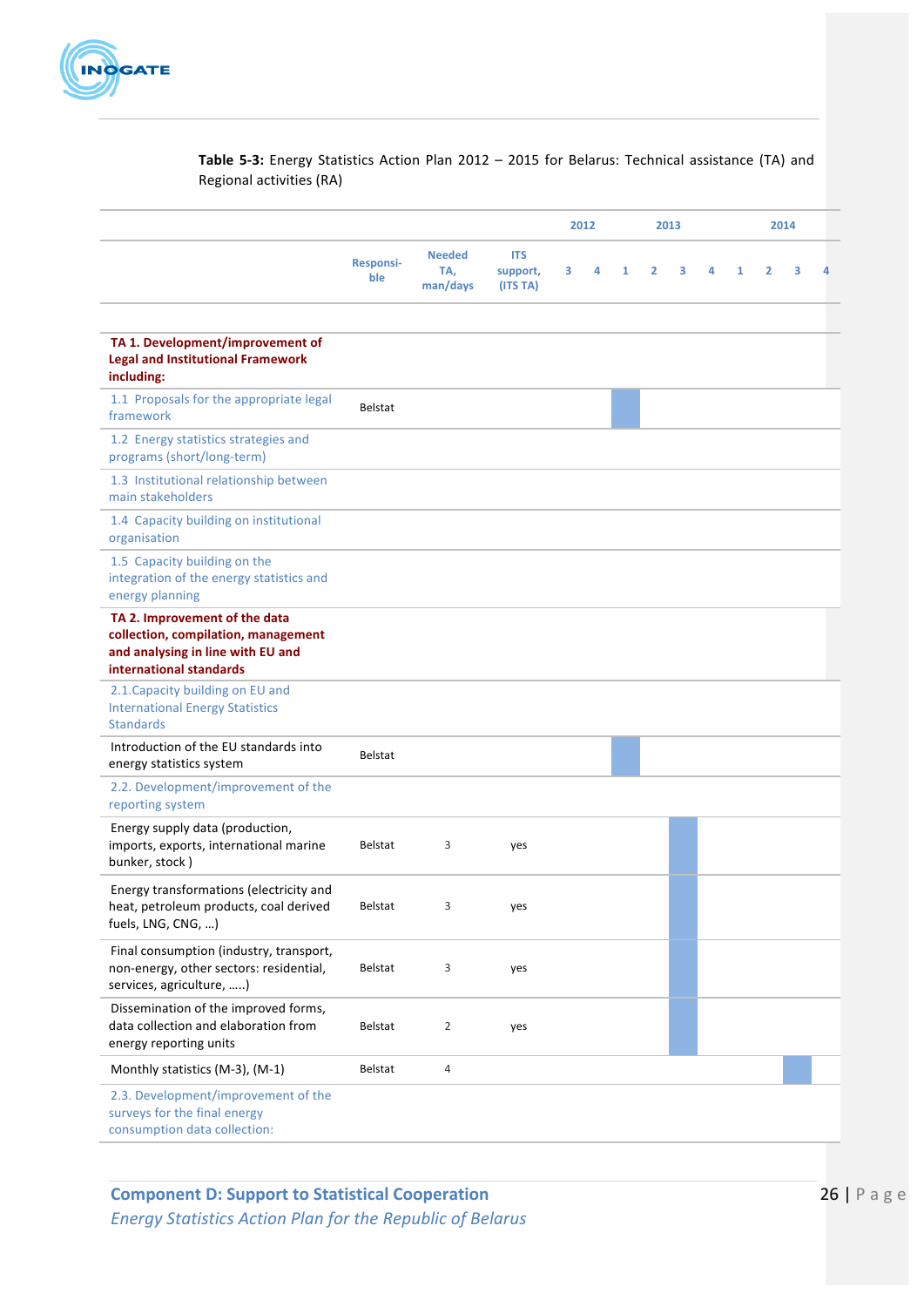**Table 5-3:** Energy Statistics Action Plan 2012 – 2015 for Belarus: Technical assistance (TA) and Regional activities (RA)

| | Responsible | Needed TA, man/days | ITS support, (ITS TA) | 2012 | | 2013 | | | | 2014 | | | |
|---|---|---|---|---|---|---|---|---|---|---|---|---|---|
| | | | | 3 | 4 | 1 | 2 | 3 | 4 | 1 | 2 | 3 | 4 |
| **TA 1. Development/improvement of Legal and Institutional Framework including:** | | | | | | | | | | | | | |
| 1.1 Proposals for the appropriate legal framework | Belstat | | | | | ■ | | | | | | | |
| 1.2 Energy statistics strategies and programs (short/long-term) | | | | | | | | | | | | | |
| 1.3 Institutional relationship between main stakeholders | | | | | | | | | | | | | |
| 1.4 Capacity building on institutional organisation | | | | | | | | | | | | | |
| 1.5 Capacity building on the integration of the energy statistics and energy planning | | | | | | | | | | | | | |
| **TA 2. Improvement of the data collection, compilation, management and analysing in line with EU and international standards** | | | | | | | | | | | | | |
| 2.1.Capacity building on EU and International Energy Statistics Standards | | | | | | | | | | | | | |
| Introduction of the EU standards into energy statistics system | Belstat | | | | | ■ | | | | | | | |
| 2.2. Development/improvement of the reporting system | | | | | | | | | | | | | |
| Energy supply data (production, imports, exports, international marine bunker, stock ) | Belstat | 3 | yes | | | | | ■ | | | | | |
| Energy transformations (electricity and heat, petroleum products, coal derived fuels, LNG, CNG, …) | Belstat | 3 | yes | | | | | ■ | | | | | |
| Final consumption (industry, transport, non-energy, other sectors: residential, services, agriculture, …..) | Belstat | 3 | yes | | | | | ■ | | | | | |
| Dissemination of the improved forms, data collection and elaboration from energy reporting units | Belstat | 2 | yes | | | | | ■ | | | | | |
| Monthly statistics (M-3), (M-1) | Belstat | 4 | | | | | | | | | | ■ | |
| 2.3. Development/improvement of the surveys for the final energy consumption data collection: | | | | | | | | | | | | | |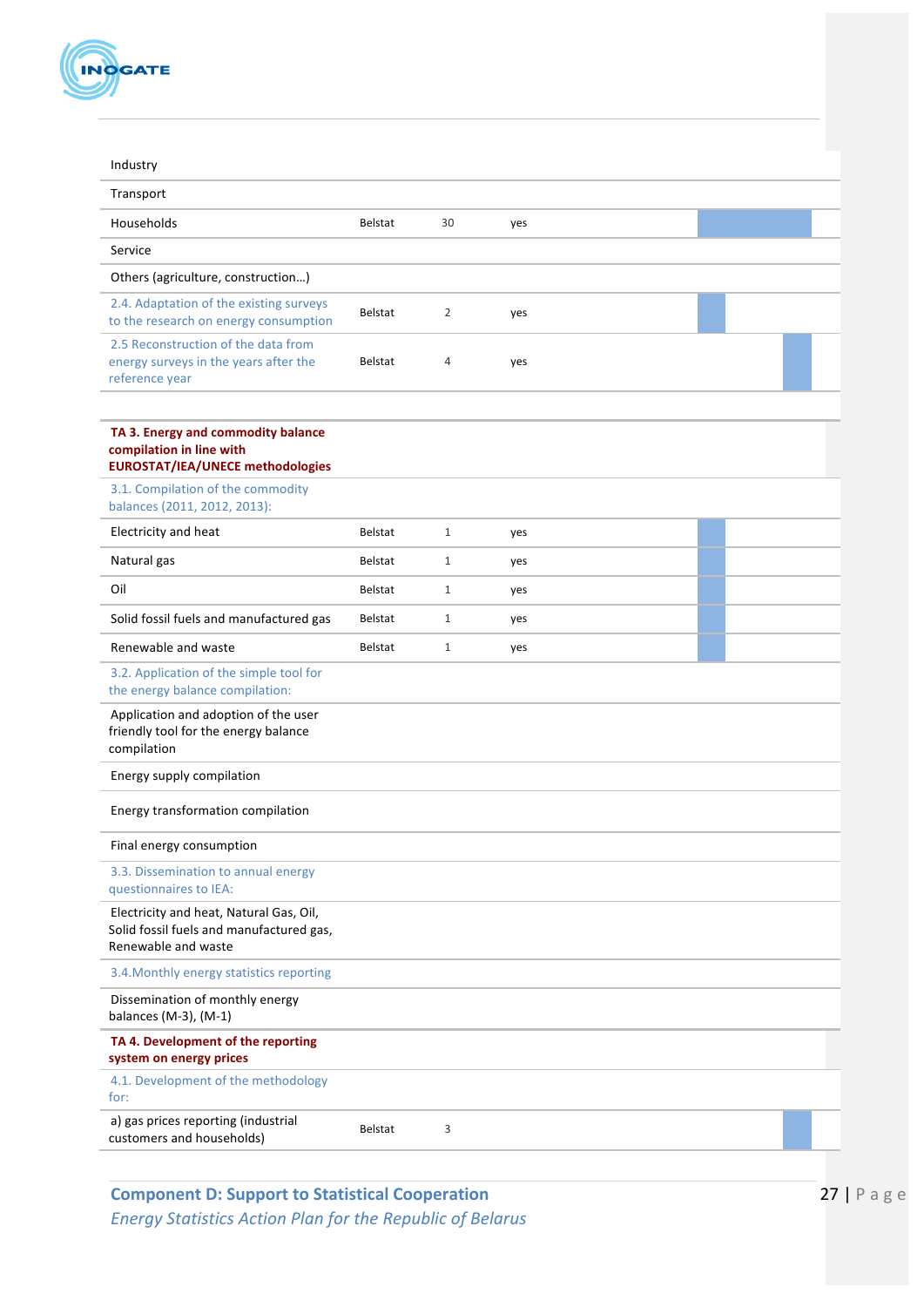| | | | | |
|---|---|---|---|---|
| Industry | | | | |
| Transport | | | | |
| Households | Belstat | 30 | yes | |
| Service | | | | |
| Others (agriculture, construction…) | | | | |
| 2.4. Adaptation of the existing surveys to the research on energy consumption | Belstat | 2 | yes | |
| 2.5 Reconstruction of the data from energy surveys in the years after the reference year | Belstat | 4 | yes | |
| | | | | |
| **TA 3. Energy and commodity balance compilation in line with EUROSTAT/IEA/UNECE methodologies** | | | | |
| 3.1. Compilation of the commodity balances (2011, 2012, 2013): | | | | |
| Electricity and heat | Belstat | 1 | yes | |
| Natural gas | Belstat | 1 | yes | |
| Oil | Belstat | 1 | yes | |
| Solid fossil fuels and manufactured gas | Belstat | 1 | yes | |
| Renewable and waste | Belstat | 1 | yes | |
| 3.2. Application of the simple tool for the energy balance compilation: | | | | |
| Application and adoption of the user friendly tool for the energy balance compilation | | | | |
| Energy supply compilation | | | | |
| Energy transformation compilation | | | | |
| Final energy consumption | | | | |
| 3.3. Dissemination to annual energy questionnaires to IEA: | | | | |
| Electricity and heat, Natural Gas, Oil, Solid fossil fuels and manufactured gas, Renewable and waste | | | | |
| 3.4.Monthly energy statistics reporting | | | | |
| Dissemination of monthly energy balances (M-3), (M-1) | | | | |
| **TA 4. Development of the reporting system on energy prices** | | | | |
| 4.1. Development of the methodology for: | | | | |
| a) gas prices reporting (industrial customers and households) | Belstat | 3 | | |

**Component D: Support to Statistical Cooperation**
*Energy Statistics Action Plan for the Republic of Belarus*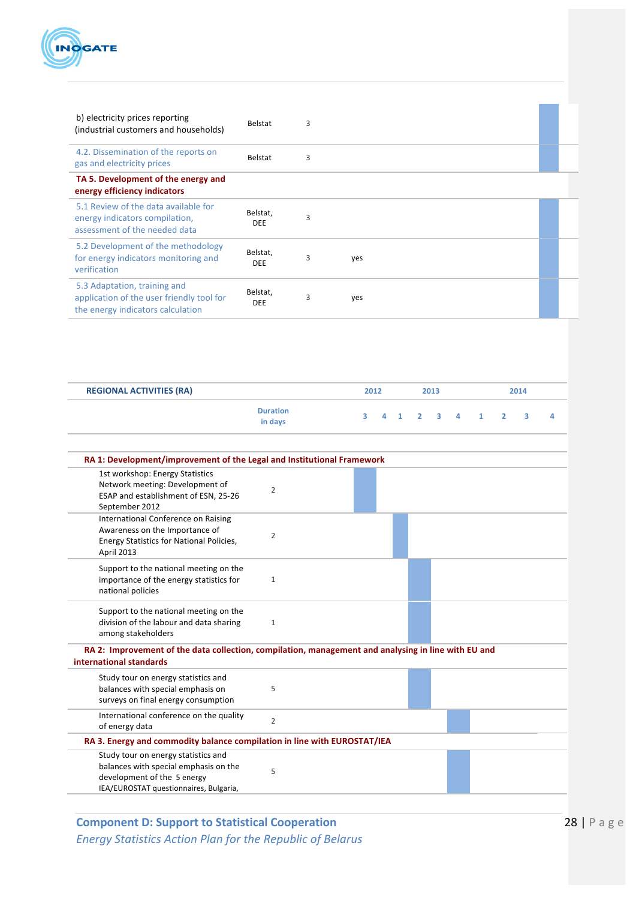| | | | | |
|---|---|---|---|---|
| b) electricity prices reporting (industrial customers and households) | Belstat | 3 | | |
| 4.2. Dissemination of the reports on gas and electricity prices | Belstat | 3 | | |
| **TA 5. Development of the energy and energy efficiency indicators** | | | | |
| 5.1 Review of the data available for energy indicators compilation, assessment of the needed data | Belstat, DEE | 3 | | |
| 5.2 Development of the methodology for energy indicators monitoring and verification | Belstat, DEE | 3 | yes | |
| 5.3 Adaptation, training and application of the user friendly tool for the energy indicators calculation | Belstat, DEE | 3 | yes | |

| **REGIONAL ACTIVITIES (RA)** | | 2012 | | 2013 | | | | 2014 | | | |
|---|---|---|---|---|---|---|---|---|---|---|---|
| | **Duration in days** | 3 | 4 | 1 | 2 | 3 | 4 | 1 | 2 | 3 | 4 |
| **RA 1: Development/improvement of the Legal and Institutional Framework** | | | | | | | | | | | |
| 1st workshop: Energy Statistics Network meeting: Development of ESAP and establishment of ESN, 25-26 September 2012 | 2 | | | | | | | | | | |
| International Conference on Raising Awareness on the Importance of Energy Statistics for National Policies, April 2013 | 2 | | | | | | | | | | |
| Support to the national meeting on the importance of the energy statistics for national policies | 1 | | | | | | | | | | |
| Support to the national meeting on the division of the labour and data sharing among stakeholders | 1 | | | | | | | | | | |
| **RA 2: Improvement of the data collection, compilation, management and analysing in line with EU and international standards** | | | | | | | | | | | |
| Study tour on energy statistics and balances with special emphasis on surveys on final energy consumption | 5 | | | | | | | | | | |
| International conference on the quality of energy data | 2 | | | | | | | | | | |
| **RA 3. Energy and commodity balance compilation in line with EUROSTAT/IEA** | | | | | | | | | | | |
| Study tour on energy statistics and balances with special emphasis on the development of the 5 energy IEA/EUROSTAT questionnaires, Bulgaria, | 5 | | | | | | | | | | |

**Component D: Support to Statistical Cooperation**
*Energy Statistics Action Plan for the Republic of Belarus*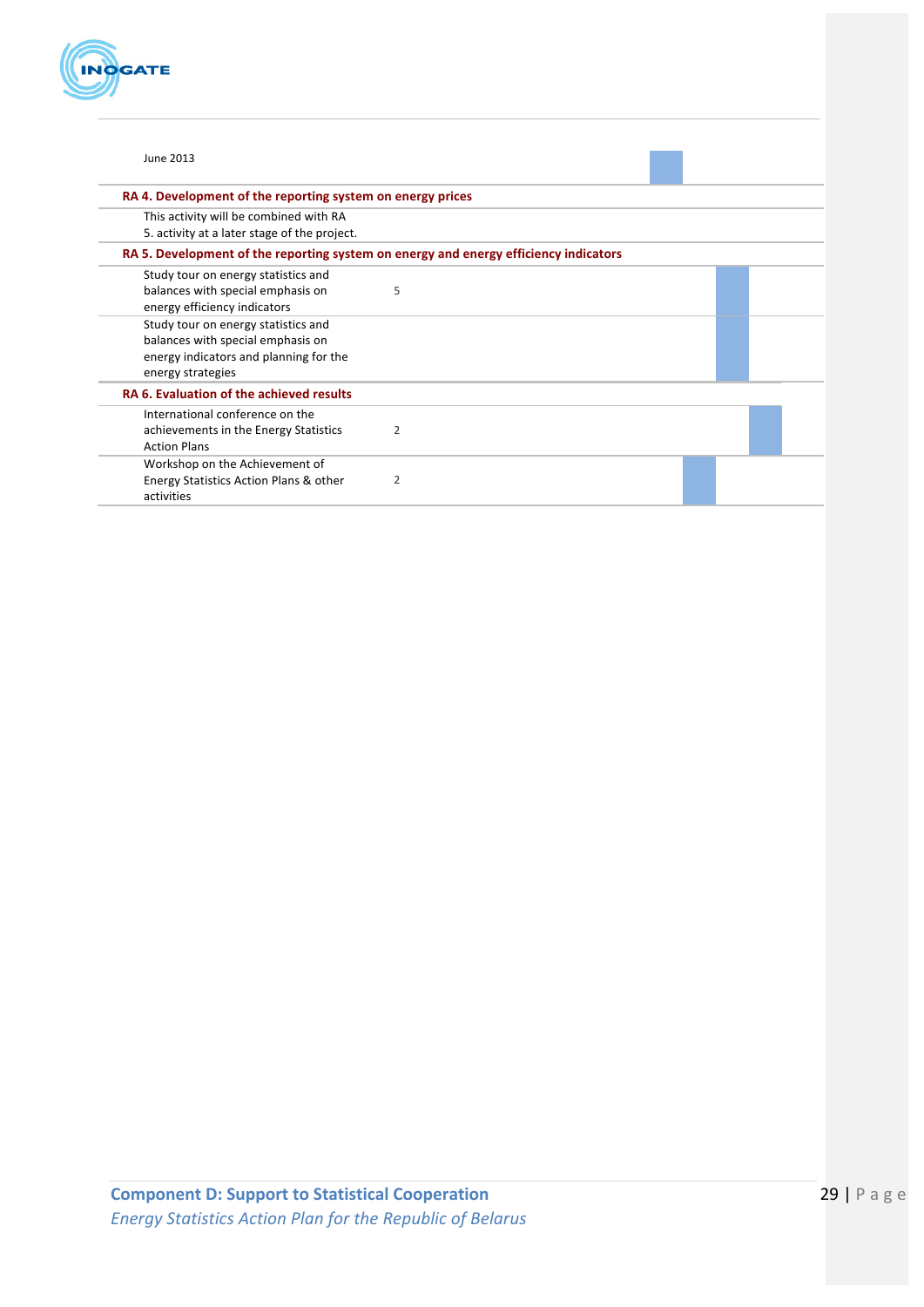| Activity | | Gantt |
|---|---|---|
| June 2013 | | |
| **RA 4. Development of the reporting system on energy prices** | | |
| This activity will be combined with RA 5. activity at a later stage of the project. | | |
| **RA 5. Development of the reporting system on energy and energy efficiency indicators** | | |
| Study tour on energy statistics and balances with special emphasis on energy efficiency indicators | 5 | |
| Study tour on energy statistics and balances with special emphasis on energy indicators and planning for the energy strategies | | |
| **RA 6. Evaluation of the achieved results** | | |
| International conference on the achievements in the Energy Statistics Action Plans | 2 | |
| Workshop on the Achievement of Energy Statistics Action Plans & other activities | 2 | |

**Component D: Support to Statistical Cooperation**
*Energy Statistics Action Plan for the Republic of Belarus*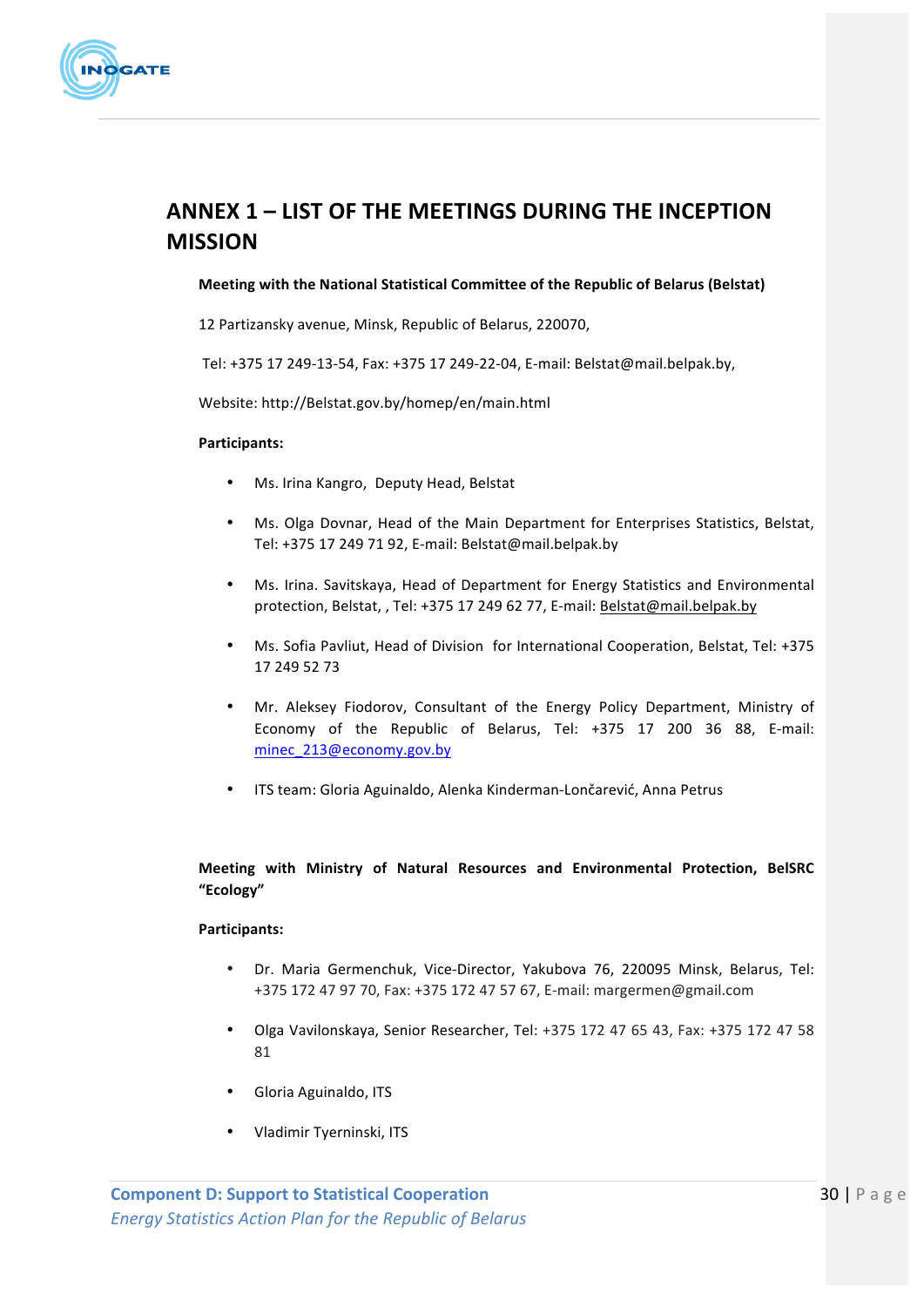# ANNEX 1 – LIST OF THE MEETINGS DURING THE INCEPTION MISSION

**Meeting with the National Statistical Committee of the Republic of Belarus (Belstat)**

12 Partizansky avenue, Minsk, Republic of Belarus, 220070,

Tel: +375 17 249-13-54, Fax: +375 17 249-22-04, E-mail: Belstat@mail.belpak.by,

Website: http://Belstat.gov.by/homep/en/main.html

**Participants:**

- Ms. Irina Kangro, Deputy Head, Belstat
- Ms. Olga Dovnar, Head of the Main Department for Enterprises Statistics, Belstat, Tel: +375 17 249 71 92, E-mail: Belstat@mail.belpak.by
- Ms. Irina. Savitskaya, Head of Department for Energy Statistics and Environmental protection, Belstat, , Tel: +375 17 249 62 77, E-mail: Belstat@mail.belpak.by
- Ms. Sofia Pavliut, Head of Division for International Cooperation, Belstat, Tel: +375 17 249 52 73
- Mr. Aleksey Fiodorov, Consultant of the Energy Policy Department, Ministry of Economy of the Republic of Belarus, Tel: +375 17 200 36 88, E-mail: minec_213@economy.gov.by
- ITS team: Gloria Aguinaldo, Alenka Kinderman-Lončarević, Anna Petrus

**Meeting with Ministry of Natural Resources and Environmental Protection, BelSRC "Ecology"**

**Participants:**

- Dr. Maria Germenchuk, Vice-Director, Yakubova 76, 220095 Minsk, Belarus, Tel: +375 172 47 97 70, Fax: +375 172 47 57 67, E-mail: margermen@gmail.com
- Olga Vavilonskaya, Senior Researcher, Tel: +375 172 47 65 43, Fax: +375 172 47 58 81
- Gloria Aguinaldo, ITS
- Vladimir Tyerninski, ITS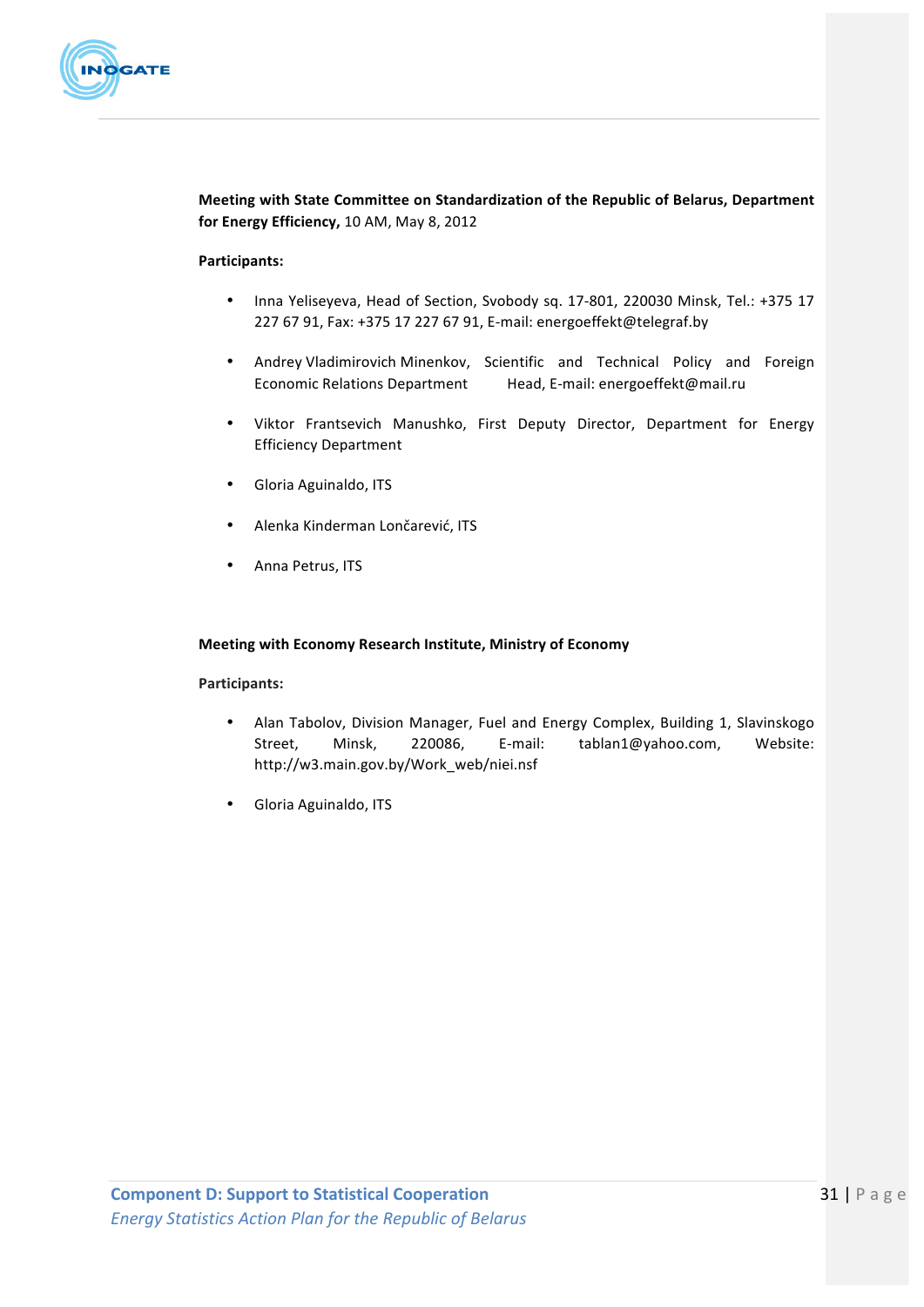**Meeting with State Committee on Standardization of the Republic of Belarus, Department for Energy Efficiency,** 10 AM, May 8, 2012

**Participants:**

- Inna Yeliseyeva, Head of Section, Svobody sq. 17-801, 220030 Minsk, Tel.: +375 17 227 67 91, Fax: +375 17 227 67 91, E-mail: energoeffekt@telegraf.by
- Andrey Vladimirovich Minenkov, Scientific and Technical Policy and Foreign Economic Relations Department Head, E-mail: energoeffekt@mail.ru
- Viktor Frantsevich Manushko, First Deputy Director, Department for Energy Efficiency Department
- Gloria Aguinaldo, ITS
- Alenka Kinderman Lončarević, ITS
- Anna Petrus, ITS

**Meeting with Economy Research Institute, Ministry of Economy**

**Participants:**

- Alan Tabolov, Division Manager, Fuel and Energy Complex, Building 1, Slavinskogo Street, Minsk, 220086, E-mail: tablan1@yahoo.com, Website: http://w3.main.gov.by/Work_web/niei.nsf
- Gloria Aguinaldo, ITS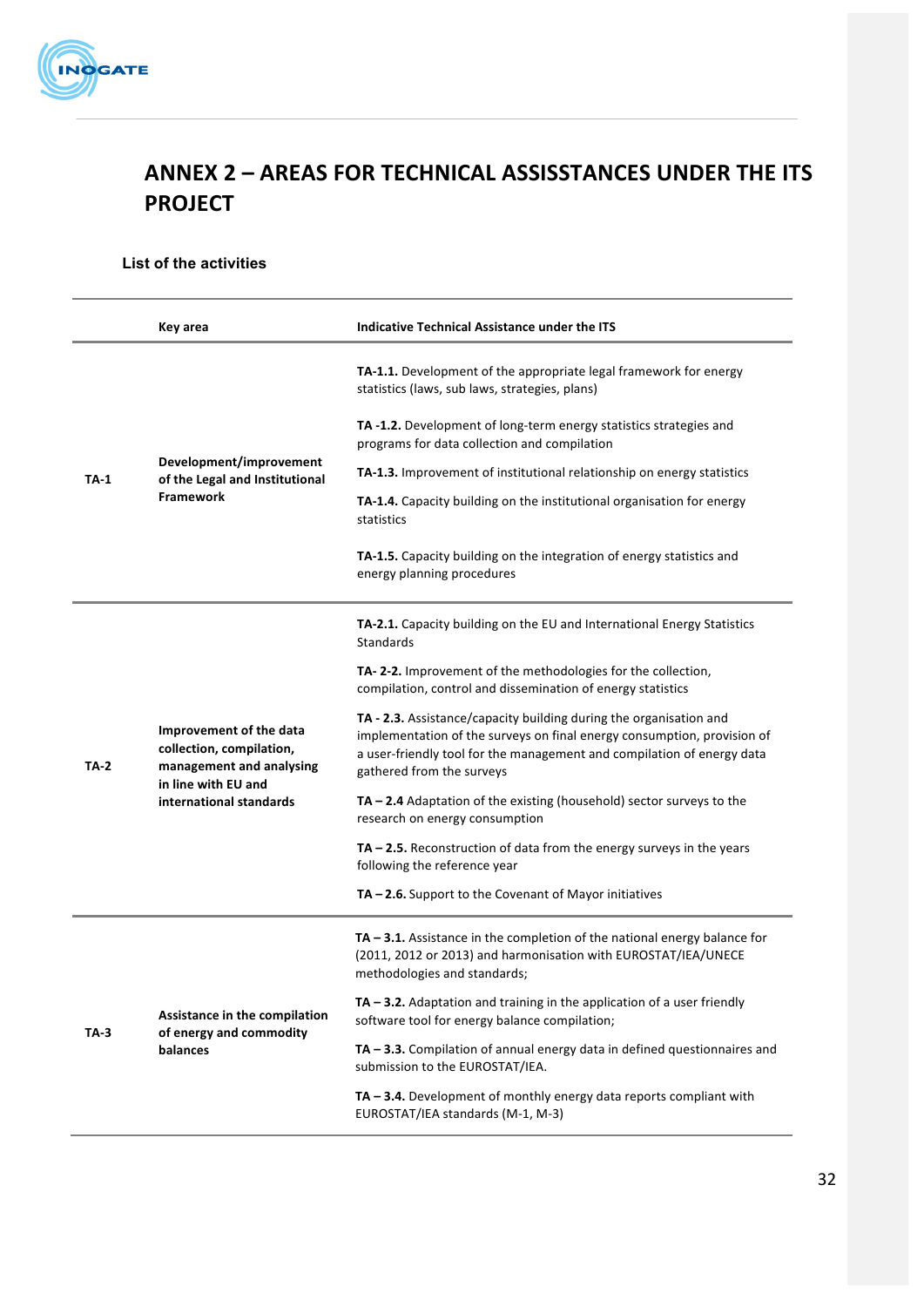# ANNEX 2 – AREAS FOR TECHNICAL ASSISSTANCES UNDER THE ITS PROJECT

### List of the activities

| | Key area | Indicative Technical Assistance under the ITS |
|---|---|---|
| TA-1 | Development/improvement of the Legal and Institutional Framework | **TA-1.1.** Development of the appropriate legal framework for energy statistics (laws, sub laws, strategies, plans) |
| | | **TA -1.2.** Development of long-term energy statistics strategies and programs for data collection and compilation |
| | | **TA-1.3.** Improvement of institutional relationship on energy statistics |
| | | **TA-1.4.** Capacity building on the institutional organisation for energy statistics |
| | | **TA-1.5.** Capacity building on the integration of energy statistics and energy planning procedures |
| TA-2 | Improvement of the data collection, compilation, management and analysing in line with EU and international standards | **TA-2.1.** Capacity building on the EU and International Energy Statistics Standards |
| | | **TA- 2-2.** Improvement of the methodologies for the collection, compilation, control and dissemination of energy statistics |
| | | **TA - 2.3.** Assistance/capacity building during the organisation and implementation of the surveys on final energy consumption, provision of a user-friendly tool for the management and compilation of energy data gathered from the surveys |
| | | **TA – 2.4** Adaptation of the existing (household) sector surveys to the research on energy consumption |
| | | **TA – 2.5.** Reconstruction of data from the energy surveys in the years following the reference year |
| | | **TA – 2.6.** Support to the Covenant of Mayor initiatives |
| TA-3 | Assistance in the compilation of energy and commodity balances | **TA – 3.1.** Assistance in the completion of the national energy balance for (2011, 2012 or 2013) and harmonisation with EUROSTAT/IEA/UNECE methodologies and standards; |
| | | **TA – 3.2.** Adaptation and training in the application of a user friendly software tool for energy balance compilation; |
| | | **TA – 3.3.** Compilation of annual energy data in defined questionnaires and submission to the EUROSTAT/IEA. |
| | | **TA – 3.4.** Development of monthly energy data reports compliant with EUROSTAT/IEA standards (M-1, M-3) |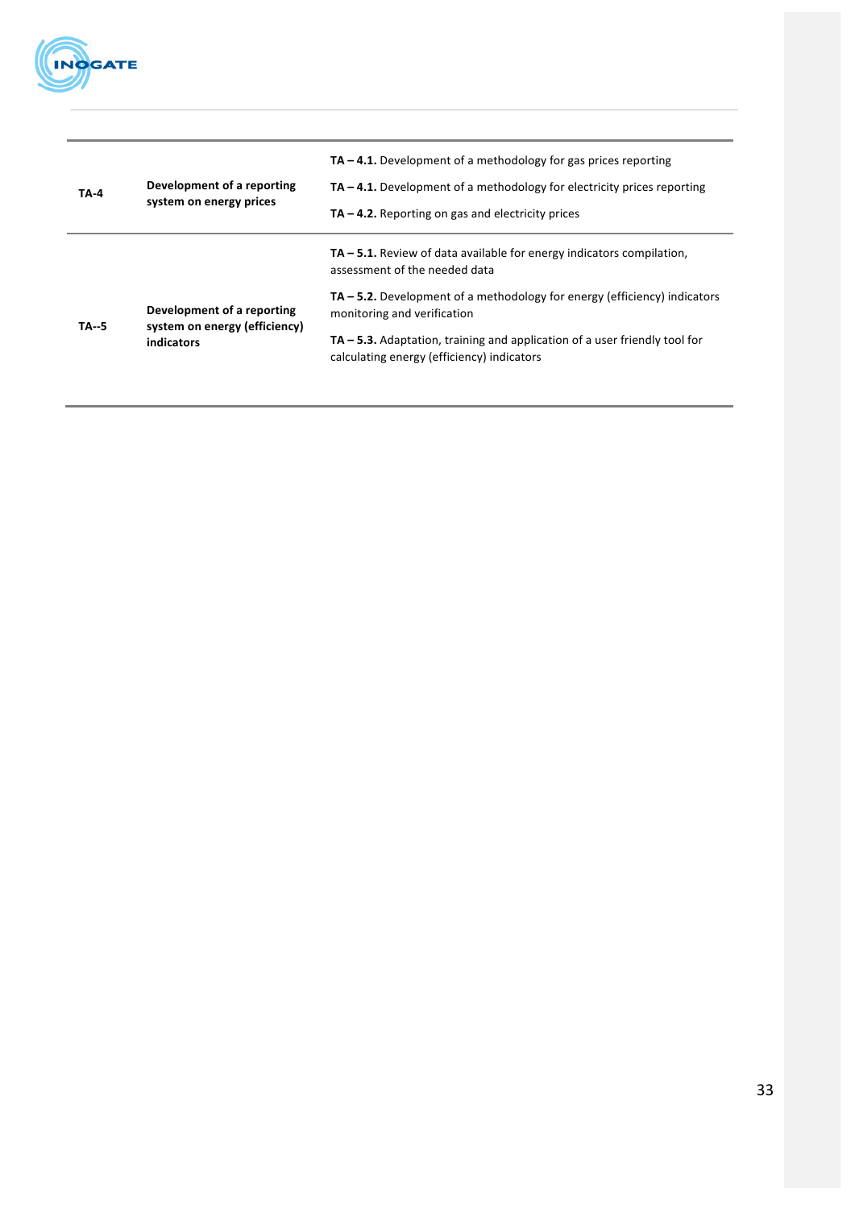| | | |
|---|---|---|
| **TA-4** | **Development of a reporting system on energy prices** | **TA – 4.1.** Development of a methodology for gas prices reporting<br><br>**TA – 4.1.** Development of a methodology for electricity prices reporting<br><br>**TA – 4.2.** Reporting on gas and electricity prices |
| **TA--5** | **Development of a reporting system on energy (efficiency) indicators** | **TA – 5.1.** Review of data available for energy indicators compilation, assessment of the needed data<br><br>**TA – 5.2.** Development of a methodology for energy (efficiency) indicators monitoring and verification<br><br>**TA – 5.3.** Adaptation, training and application of a user friendly tool for calculating energy (efficiency) indicators |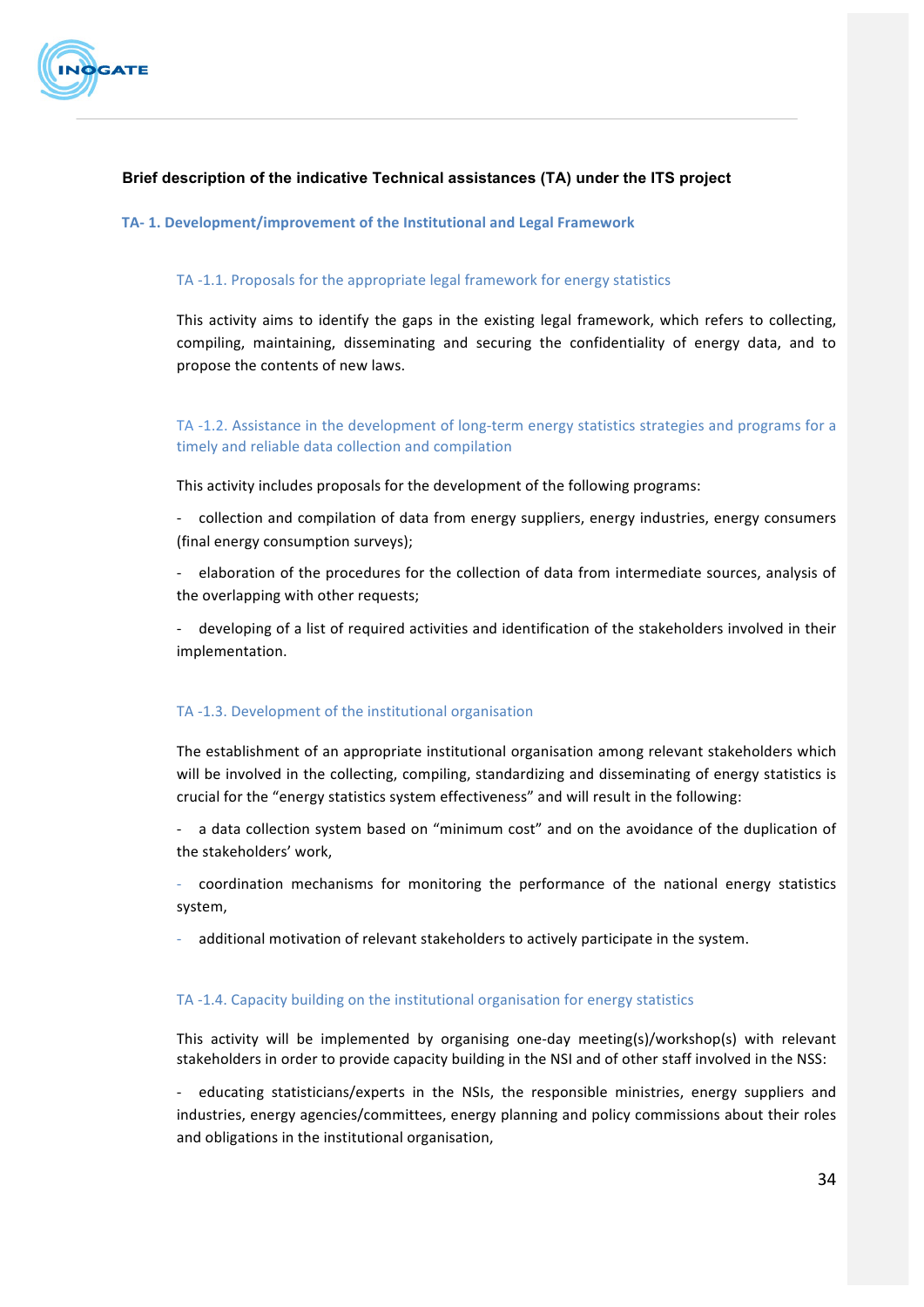**Brief description of the indicative Technical assistances (TA) under the ITS project**

## TA- 1. Development/improvement of the Institutional and Legal Framework

### TA -1.1. Proposals for the appropriate legal framework for energy statistics

This activity aims to identify the gaps in the existing legal framework, which refers to collecting, compiling, maintaining, disseminating and securing the confidentiality of energy data, and to propose the contents of new laws.

### TA -1.2. Assistance in the development of long-term energy statistics strategies and programs for a timely and reliable data collection and compilation

This activity includes proposals for the development of the following programs:

- collection and compilation of data from energy suppliers, energy industries, energy consumers (final energy consumption surveys);
- elaboration of the procedures for the collection of data from intermediate sources, analysis of the overlapping with other requests;
- developing of a list of required activities and identification of the stakeholders involved in their implementation.

### TA -1.3. Development of the institutional organisation

The establishment of an appropriate institutional organisation among relevant stakeholders which will be involved in the collecting, compiling, standardizing and disseminating of energy statistics is crucial for the "energy statistics system effectiveness" and will result in the following:

- a data collection system based on "minimum cost" and on the avoidance of the duplication of the stakeholders' work,
- coordination mechanisms for monitoring the performance of the national energy statistics system,
- additional motivation of relevant stakeholders to actively participate in the system.

### TA -1.4. Capacity building on the institutional organisation for energy statistics

This activity will be implemented by organising one-day meeting(s)/workshop(s) with relevant stakeholders in order to provide capacity building in the NSI and of other staff involved in the NSS:

- educating statisticians/experts in the NSIs, the responsible ministries, energy suppliers and industries, energy agencies/committees, energy planning and policy commissions about their roles and obligations in the institutional organisation,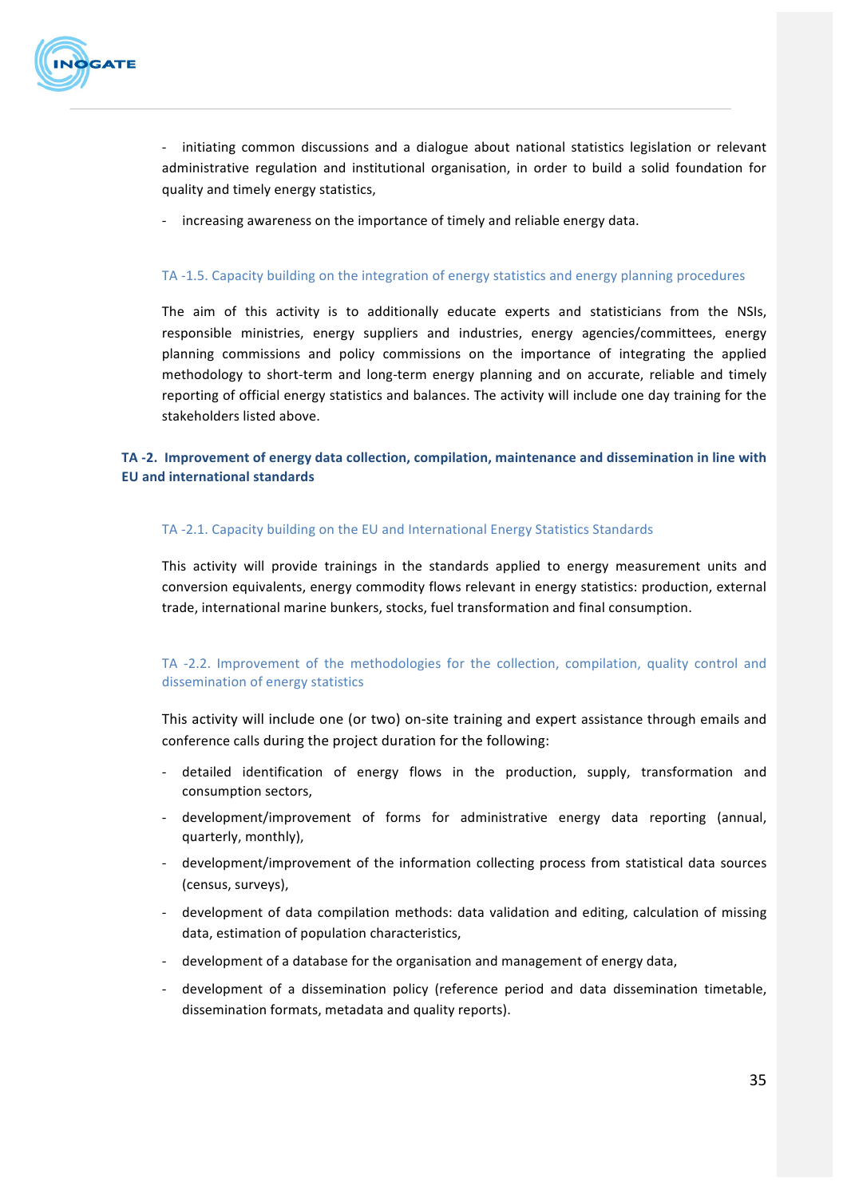- initiating common discussions and a dialogue about national statistics legislation or relevant administrative regulation and institutional organisation, in order to build a solid foundation for quality and timely energy statistics,
- increasing awareness on the importance of timely and reliable energy data.

#### TA -1.5. Capacity building on the integration of energy statistics and energy planning procedures

The aim of this activity is to additionally educate experts and statisticians from the NSIs, responsible ministries, energy suppliers and industries, energy agencies/committees, energy planning commissions and policy commissions on the importance of integrating the applied methodology to short-term and long-term energy planning and on accurate, reliable and timely reporting of official energy statistics and balances. The activity will include one day training for the stakeholders listed above.

### TA -2. Improvement of energy data collection, compilation, maintenance and dissemination in line with EU and international standards

#### TA -2.1. Capacity building on the EU and International Energy Statistics Standards

This activity will provide trainings in the standards applied to energy measurement units and conversion equivalents, energy commodity flows relevant in energy statistics: production, external trade, international marine bunkers, stocks, fuel transformation and final consumption.

#### TA -2.2. Improvement of the methodologies for the collection, compilation, quality control and dissemination of energy statistics

This activity will include one (or two) on-site training and expert assistance through emails and conference calls during the project duration for the following:

- detailed identification of energy flows in the production, supply, transformation and consumption sectors,
- development/improvement of forms for administrative energy data reporting (annual, quarterly, monthly),
- development/improvement of the information collecting process from statistical data sources (census, surveys),
- development of data compilation methods: data validation and editing, calculation of missing data, estimation of population characteristics,
- development of a database for the organisation and management of energy data,
- development of a dissemination policy (reference period and data dissemination timetable, dissemination formats, metadata and quality reports).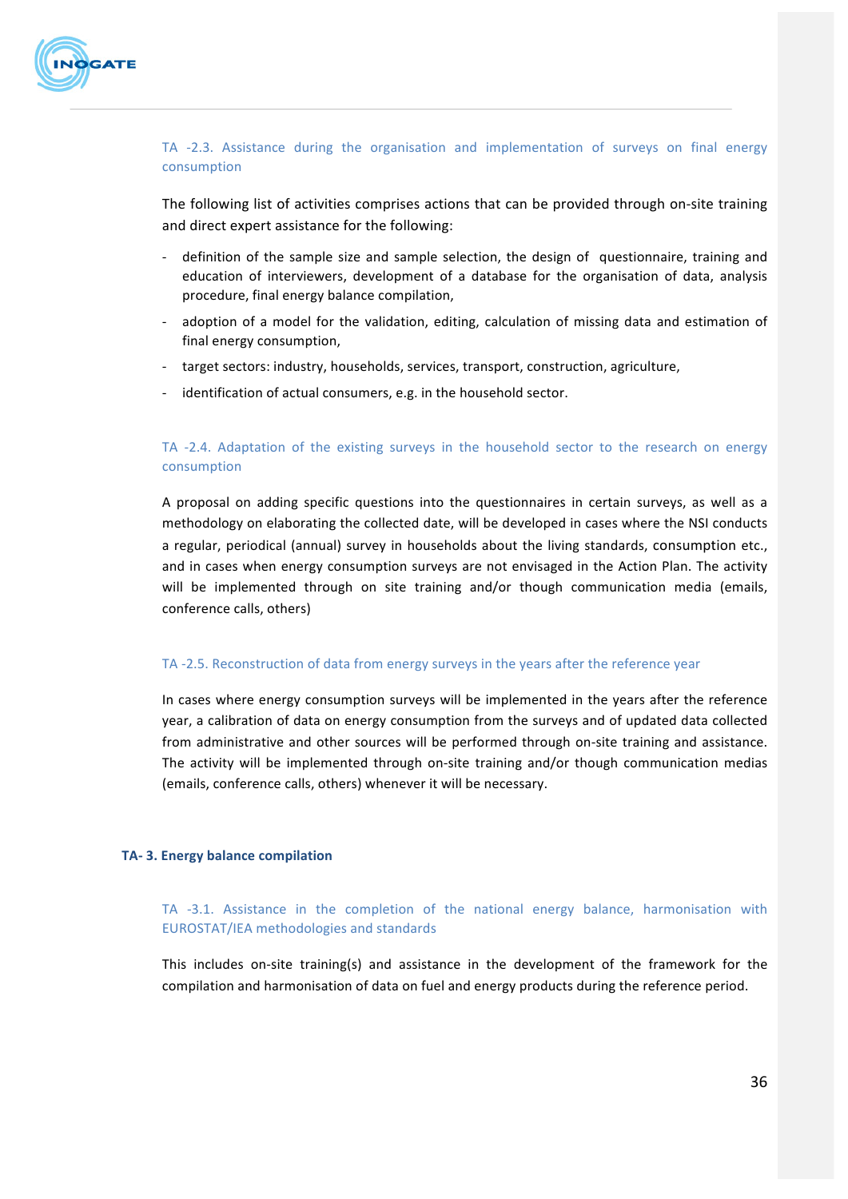### TA -2.3. Assistance during the organisation and implementation of surveys on final energy consumption

The following list of activities comprises actions that can be provided through on-site training and direct expert assistance for the following:

- definition of the sample size and sample selection, the design of questionnaire, training and education of interviewers, development of a database for the organisation of data, analysis procedure, final energy balance compilation,
- adoption of a model for the validation, editing, calculation of missing data and estimation of final energy consumption,
- target sectors: industry, households, services, transport, construction, agriculture,
- identification of actual consumers, e.g. in the household sector.

### TA -2.4. Adaptation of the existing surveys in the household sector to the research on energy consumption

A proposal on adding specific questions into the questionnaires in certain surveys, as well as a methodology on elaborating the collected date, will be developed in cases where the NSI conducts a regular, periodical (annual) survey in households about the living standards, consumption etc., and in cases when energy consumption surveys are not envisaged in the Action Plan. The activity will be implemented through on site training and/or though communication media (emails, conference calls, others)

### TA -2.5. Reconstruction of data from energy surveys in the years after the reference year

In cases where energy consumption surveys will be implemented in the years after the reference year, a calibration of data on energy consumption from the surveys and of updated data collected from administrative and other sources will be performed through on-site training and assistance. The activity will be implemented through on-site training and/or though communication medias (emails, conference calls, others) whenever it will be necessary.

## TA- 3. Energy balance compilation

### TA -3.1. Assistance in the completion of the national energy balance, harmonisation with EUROSTAT/IEA methodologies and standards

This includes on-site training(s) and assistance in the development of the framework for the compilation and harmonisation of data on fuel and energy products during the reference period.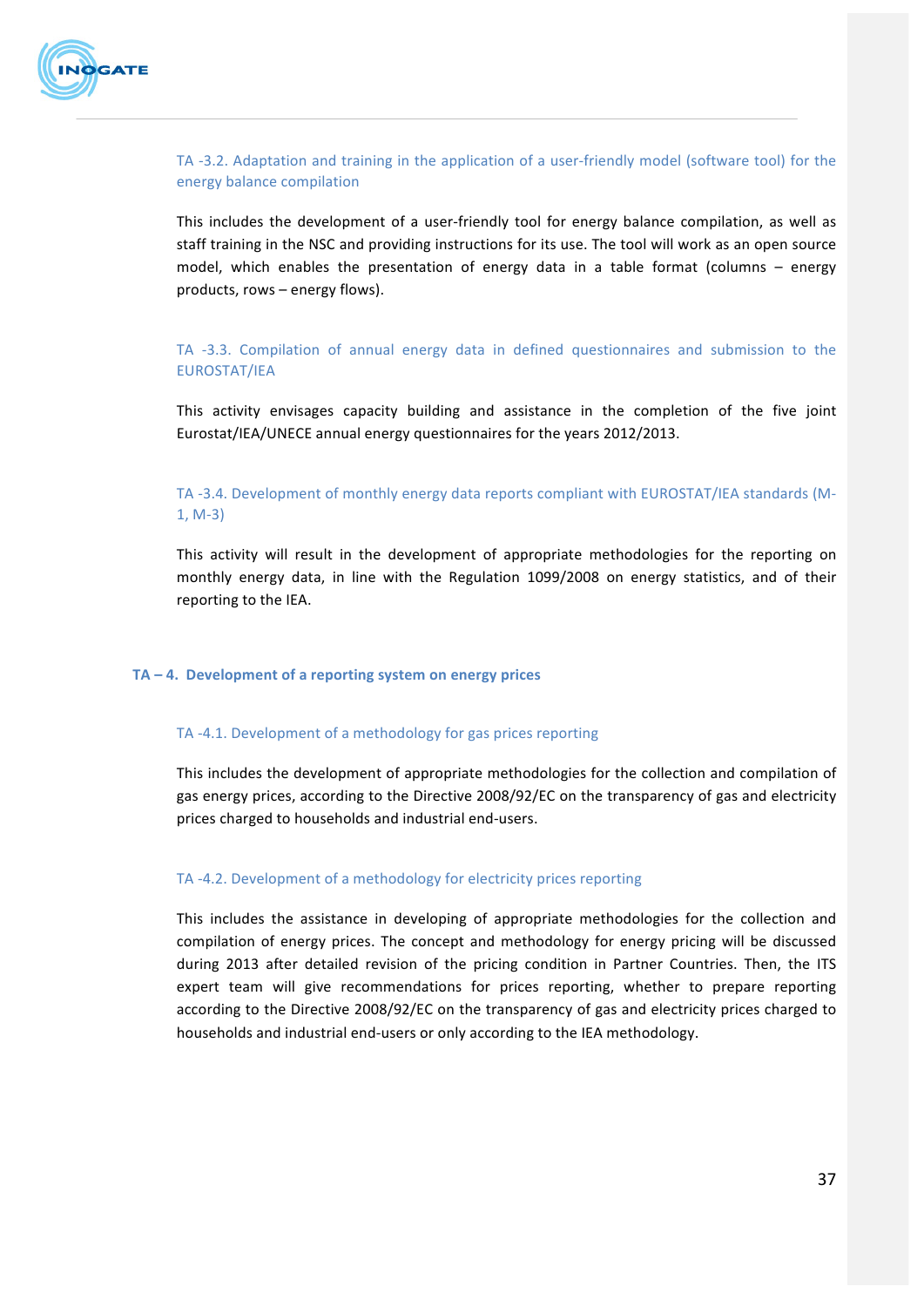#### TA -3.2. Adaptation and training in the application of a user-friendly model (software tool) for the energy balance compilation

This includes the development of a user-friendly tool for energy balance compilation, as well as staff training in the NSC and providing instructions for its use. The tool will work as an open source model, which enables the presentation of energy data in a table format (columns – energy products, rows – energy flows).

#### TA -3.3. Compilation of annual energy data in defined questionnaires and submission to the EUROSTAT/IEA

This activity envisages capacity building and assistance in the completion of the five joint Eurostat/IEA/UNECE annual energy questionnaires for the years 2012/2013.

#### TA -3.4. Development of monthly energy data reports compliant with EUROSTAT/IEA standards (M-1, M-3)

This activity will result in the development of appropriate methodologies for the reporting on monthly energy data, in line with the Regulation 1099/2008 on energy statistics, and of their reporting to the IEA.

### TA – 4. Development of a reporting system on energy prices

#### TA -4.1. Development of a methodology for gas prices reporting

This includes the development of appropriate methodologies for the collection and compilation of gas energy prices, according to the Directive 2008/92/EC on the transparency of gas and electricity prices charged to households and industrial end-users.

#### TA -4.2. Development of a methodology for electricity prices reporting

This includes the assistance in developing of appropriate methodologies for the collection and compilation of energy prices. The concept and methodology for energy pricing will be discussed during 2013 after detailed revision of the pricing condition in Partner Countries. Then, the ITS expert team will give recommendations for prices reporting, whether to prepare reporting according to the Directive 2008/92/EC on the transparency of gas and electricity prices charged to households and industrial end-users or only according to the IEA methodology.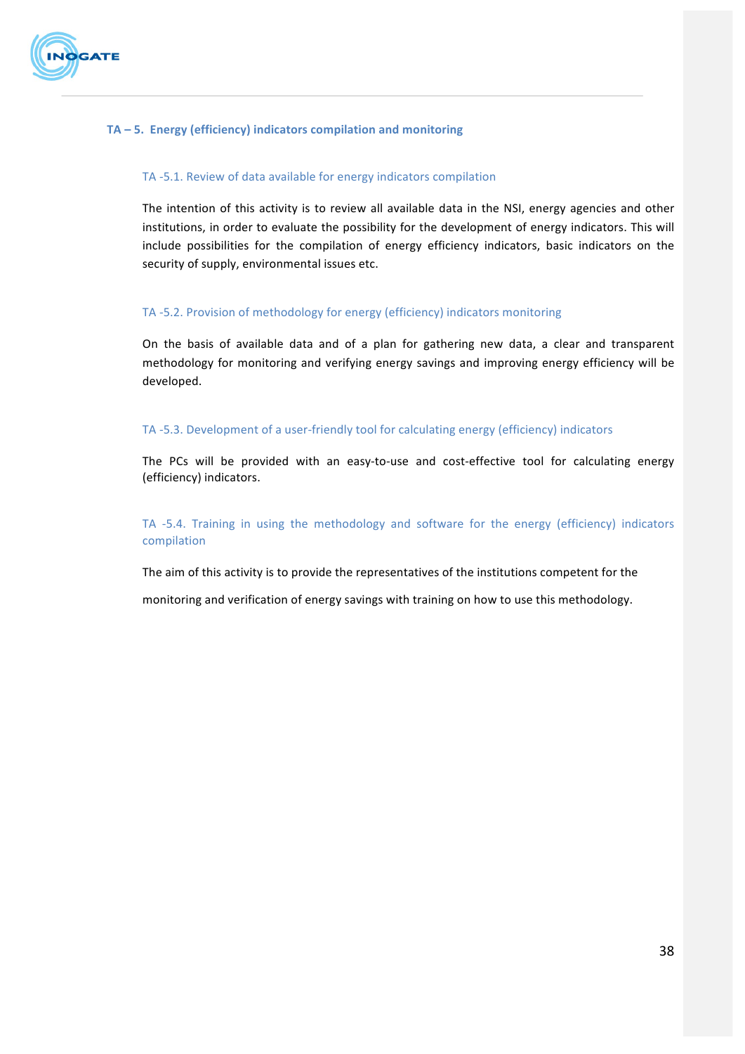## TA – 5. Energy (efficiency) indicators compilation and monitoring

### TA -5.1. Review of data available for energy indicators compilation

The intention of this activity is to review all available data in the NSI, energy agencies and other institutions, in order to evaluate the possibility for the development of energy indicators. This will include possibilities for the compilation of energy efficiency indicators, basic indicators on the security of supply, environmental issues etc.

### TA -5.2. Provision of methodology for energy (efficiency) indicators monitoring

On the basis of available data and of a plan for gathering new data, a clear and transparent methodology for monitoring and verifying energy savings and improving energy efficiency will be developed.

### TA -5.3. Development of a user-friendly tool for calculating energy (efficiency) indicators

The PCs will be provided with an easy-to-use and cost-effective tool for calculating energy (efficiency) indicators.

### TA -5.4. Training in using the methodology and software for the energy (efficiency) indicators compilation

The aim of this activity is to provide the representatives of the institutions competent for the monitoring and verification of energy savings with training on how to use this methodology.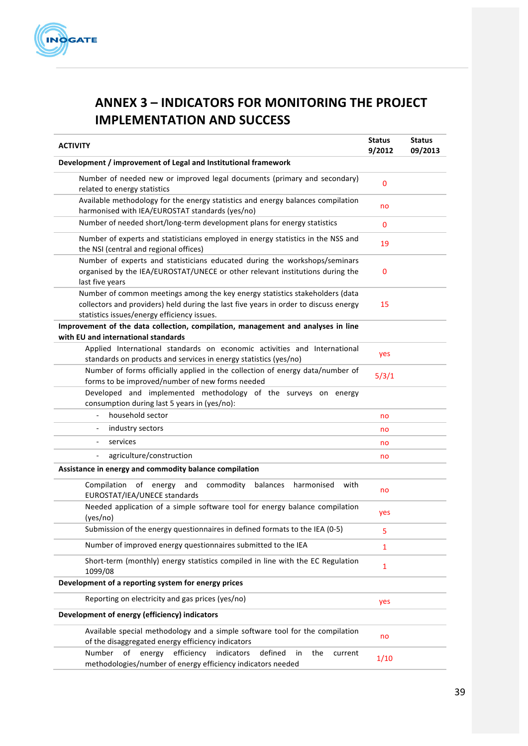# ANNEX 3 – INDICATORS FOR MONITORING THE PROJECT IMPLEMENTATION AND SUCCESS

| ACTIVITY | Status 9/2012 | Status 09/2013 |
|---|---|---|
| **Development / improvement of Legal and Institutional framework** | | |
| Number of needed new or improved legal documents (primary and secondary) related to energy statistics | 0 | |
| Available methodology for the energy statistics and energy balances compilation harmonised with IEA/EUROSTAT standards (yes/no) | no | |
| Number of needed short/long-term development plans for energy statistics | 0 | |
| Number of experts and statisticians employed in energy statistics in the NSS and the NSI (central and regional offices) | 19 | |
| Number of experts and statisticians educated during the workshops/seminars organised by the IEA/EUROSTAT/UNECE or other relevant institutions during the last five years | 0 | |
| Number of common meetings among the key energy statistics stakeholders (data collectors and providers) held during the last five years in order to discuss energy statistics issues/energy efficiency issues. | 15 | |
| **Improvement of the data collection, compilation, management and analyses in line with EU and international standards** | | |
| Applied International standards on economic activities and International standards on products and services in energy statistics (yes/no) | yes | |
| Number of forms officially applied in the collection of energy data/number of forms to be improved/number of new forms needed | 5/3/1 | |
| Developed and implemented methodology of the surveys on energy consumption during last 5 years in (yes/no): | | |
| - household sector | no | |
| - industry sectors | no | |
| - services | no | |
| - agriculture/construction | no | |
| **Assistance in energy and commodity balance compilation** | | |
| Compilation of energy and commodity balances harmonised with EUROSTAT/IEA/UNECE standards | no | |
| Needed application of a simple software tool for energy balance compilation (yes/no) | yes | |
| Submission of the energy questionnaires in defined formats to the IEA (0-5) | 5 | |
| Number of improved energy questionnaires submitted to the IEA | 1 | |
| Short-term (monthly) energy statistics compiled in line with the EC Regulation 1099/08 | 1 | |
| **Development of a reporting system for energy prices** | | |
| Reporting on electricity and gas prices (yes/no) | yes | |
| **Development of energy (efficiency) indicators** | | |
| Available special methodology and a simple software tool for the compilation of the disaggregated energy efficiency indicators | no | |
| Number of energy efficiency indicators defined in the current methodologies/number of energy efficiency indicators needed | 1/10 | |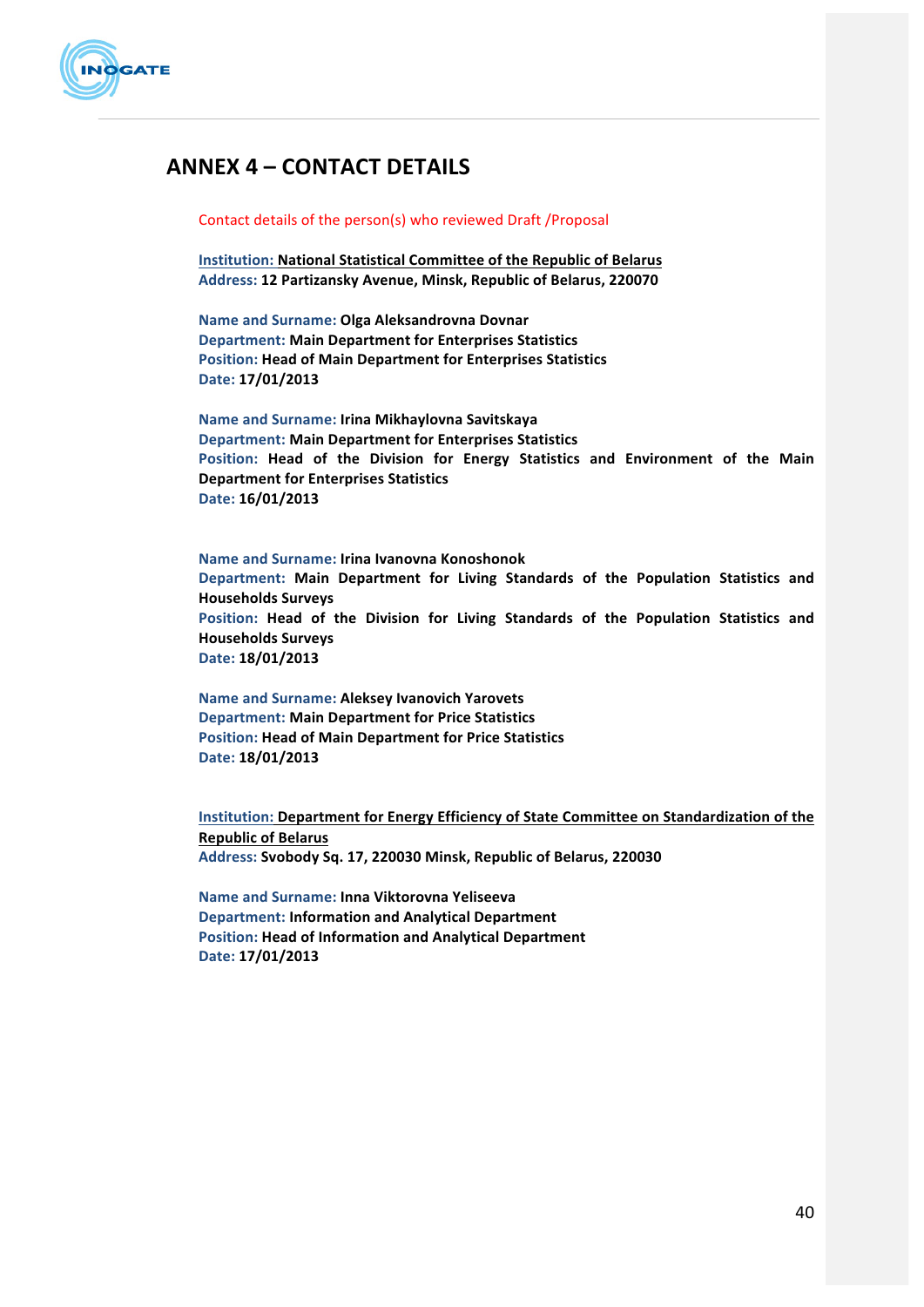# ANNEX 4 – CONTACT DETAILS

Contact details of the person(s) who reviewed Draft /Proposal

**Institution: National Statistical Committee of the Republic of Belarus**
**Address: 12 Partizansky Avenue, Minsk, Republic of Belarus, 220070**

**Name and Surname: Olga Aleksandrovna Dovnar**
**Department: Main Department for Enterprises Statistics**
**Position: Head of Main Department for Enterprises Statistics**
**Date: 17/01/2013**

**Name and Surname: Irina Mikhaylovna Savitskaya**
**Department: Main Department for Enterprises Statistics**
**Position: Head of the Division for Energy Statistics and Environment of the Main Department for Enterprises Statistics**
**Date: 16/01/2013**

**Name and Surname: Irina Ivanovna Konoshonok**
**Department: Main Department for Living Standards of the Population Statistics and Households Surveys**
**Position: Head of the Division for Living Standards of the Population Statistics and Households Surveys**
**Date: 18/01/2013**

**Name and Surname: Aleksey Ivanovich Yarovets**
**Department: Main Department for Price Statistics**
**Position: Head of Main Department for Price Statistics**
**Date: 18/01/2013**

**Institution: Department for Energy Efficiency of State Committee on Standardization of the Republic of Belarus**
**Address: Svobody Sq. 17, 220030 Minsk, Republic of Belarus, 220030**

**Name and Surname: Inna Viktorovna Yeliseeva**
**Department: Information and Analytical Department**
**Position: Head of Information and Analytical Department**
**Date: 17/01/2013**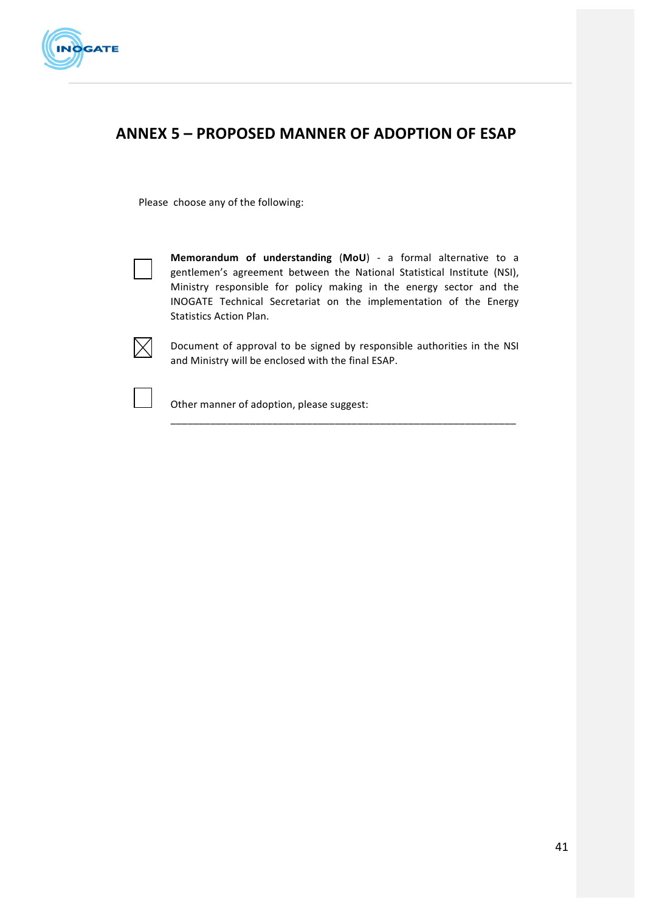# ANNEX 5 – PROPOSED MANNER OF ADOPTION OF ESAP

Please choose any of the following:

- [ ] **Memorandum of understanding** (**MoU**) - a formal alternative to a gentlemen's agreement between the National Statistical Institute (NSI), Ministry responsible for policy making in the energy sector and the INOGATE Technical Secretariat on the implementation of the Energy Statistics Action Plan.

- [x] Document of approval to be signed by responsible authorities in the NSI and Ministry will be enclosed with the final ESAP.

- [ ] Other manner of adoption, please suggest: ___________________________________________________________